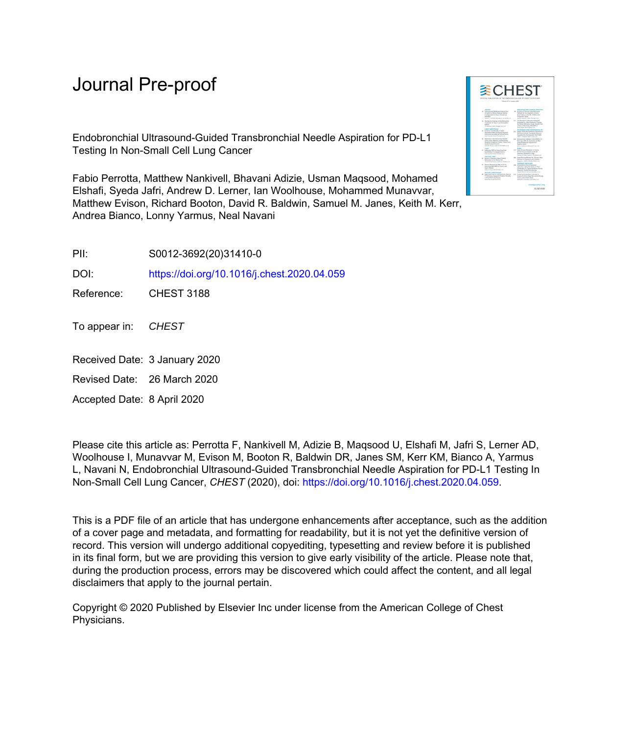# Journal Pre-proof

Endobronchial Ultrasound-Guided Transbronchial Needle Aspiration for PD-L1 Testing In Non-Small Cell Lung Cancer

Fabio Perrotta, Matthew Nankivell, Bhavani Adizie, Usman Maqsood, Mohamed Elshafi, Syeda Jafri, Andrew D. Lerner, Ian Woolhouse, Mohammed Munavvar, Matthew Evison, Richard Booton, David R. Baldwin, Samuel M. Janes, Keith M. Kerr, Andrea Bianco, Lonny Yarmus, Neal Navani

PII: S0012-3692(20)31410-0

DOI: https://doi.org/10.1016/j.chest.2020.04.059

Reference: CHEST 3188

To appear in: *CHEST*

Received Date: 3 January 2020

Revised Date: 26 March 2020

Accepted Date: 8 April 2020

Please cite this article as: Perrotta F, Nankivell M, Adizie B, Maqsood U, Elshafi M, Jafri S, Lerner AD, Woolhouse I, Munavvar M, Evison M, Booton R, Baldwin DR, Janes SM, Kerr KM, Bianco A, Yarmus L, Navani N, Endobronchial Ultrasound-Guided Transbronchial Needle Aspiration for PD-L1 Testing In Non-Small Cell Lung Cancer, *CHEST* (2020), doi: https://doi.org/10.1016/j.chest.2020.04.059.

This is a PDF file of an article that has undergone enhancements after acceptance, such as the addition of a cover page and metadata, and formatting for readability, but it is not yet the definitive version of record. This version will undergo additional copyediting, typesetting and review before it is published in its final form, but we are providing this version to give early visibility of the article. Please note that, during the production process, errors may be discovered which could affect the content, and all legal disclaimers that apply to the journal pertain.

Copyright © 2020 Published by Elsevier Inc under license from the American College of Chest Physicians.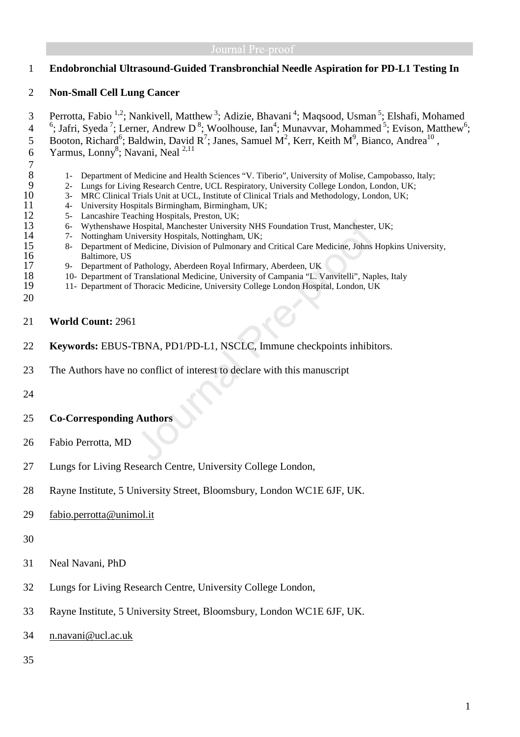# Endobronchial Ultrasound-Guided Transbronchial Needle Aspiration for PD-L1 Testing In Non-Small Cell Lung Cancer

Perrotta, Fabio [1,2]; Nankivell, Matthew [3]; Adizie, Bhavani [4]; Maqsood, Usman [5]; Elshafi, Mohamed [6]; Jafri, Syeda [7]; Lerner, Andrew D [8]; Woolhouse, Ian[4]; Munavvar, Mohammed [5]; Evison, Matthew[6]; Booton, Richard[6]; Baldwin, David R[7]; Janes, Samuel M[2], Kerr, Keith M[9], Bianco, Andrea[10], Yarmus, Lonny[8]; Navani, Neal [2,11]

1- Department of Medicine and Health Sciences "V. Tiberio", University of Molise, Campobasso, Italy;
2- Lungs for Living Research Centre, UCL Respiratory, University College London, London, UK;
3- MRC Clinical Trials Unit at UCL, Institute of Clinical Trials and Methodology, London, UK;
4- University Hospitals Birmingham, Birmingham, UK;
5- Lancashire Teaching Hospitals, Preston, UK;
6- Wythenshawe Hospital, Manchester University NHS Foundation Trust, Manchester, UK;
7- Nottingham University Hospitals, Nottingham, UK;
8- Department of Medicine, Division of Pulmonary and Critical Care Medicine, Johns Hopkins University, Baltimore, US
9- Department of Pathology, Aberdeen Royal Infirmary, Aberdeen, UK
10- Department of Translational Medicine, University of Campania "L. Vanvitelli", Naples, Italy
11- Department of Thoracic Medicine, University College London Hospital, London, UK

**World Count:** 2961

**Keywords:** EBUS-TBNA, PD1/PD-L1, NSCLC, Immune checkpoints inhibitors.

The Authors have no conflict of interest to declare with this manuscript

**Co-Corresponding Authors**

Fabio Perrotta, MD

Lungs for Living Research Centre, University College London,

Rayne Institute, 5 University Street, Bloomsbury, London WC1E 6JF, UK.

fabio.perrotta@unimol.it

Neal Navani, PhD

Lungs for Living Research Centre, University College London,

Rayne Institute, 5 University Street, Bloomsbury, London WC1E 6JF, UK.

n.navani@ucl.ac.uk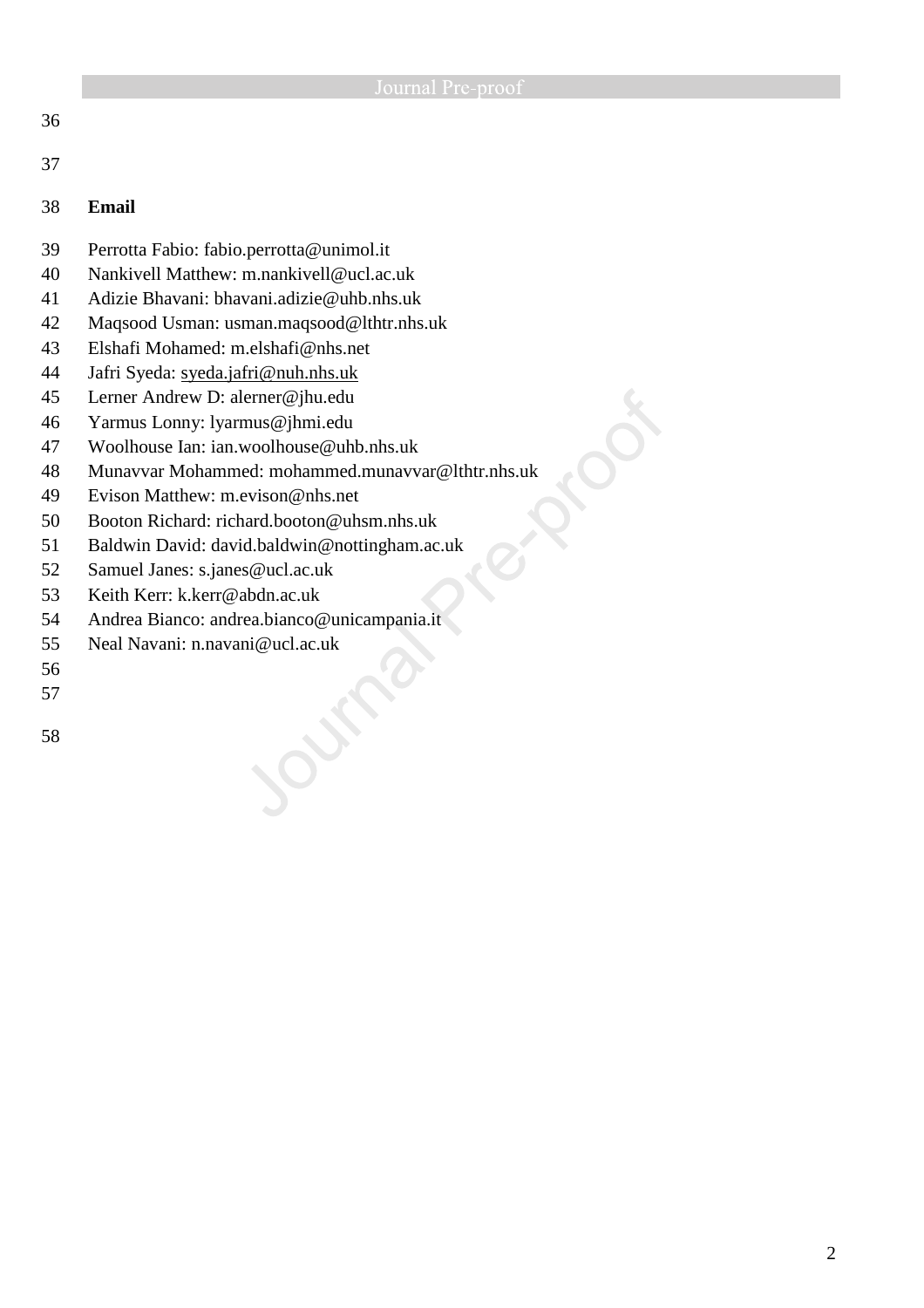**Email**

Perrotta Fabio: fabio.perrotta@unimol.it
Nankivell Matthew: m.nankivell@ucl.ac.uk
Adizie Bhavani: bhavani.adizie@uhb.nhs.uk
Maqsood Usman: usman.maqsood@lthtr.nhs.uk
Elshafi Mohamed: m.elshafi@nhs.net
Jafri Syeda: syeda.jafri@nuh.nhs.uk
Lerner Andrew D: alerner@jhu.edu
Yarmus Lonny: lyarmus@jhmi.edu
Woolhouse Ian: ian.woolhouse@uhb.nhs.uk
Munavvar Mohammed: mohammed.munavvar@lthtr.nhs.uk
Evison Matthew: m.evison@nhs.net
Booton Richard: richard.booton@uhsm.nhs.uk
Baldwin David: david.baldwin@nottingham.ac.uk
Samuel Janes: s.janes@ucl.ac.uk
Keith Kerr: k.kerr@abdn.ac.uk
Andrea Bianco: andrea.bianco@unicampania.it
Neal Navani: n.navani@ucl.ac.uk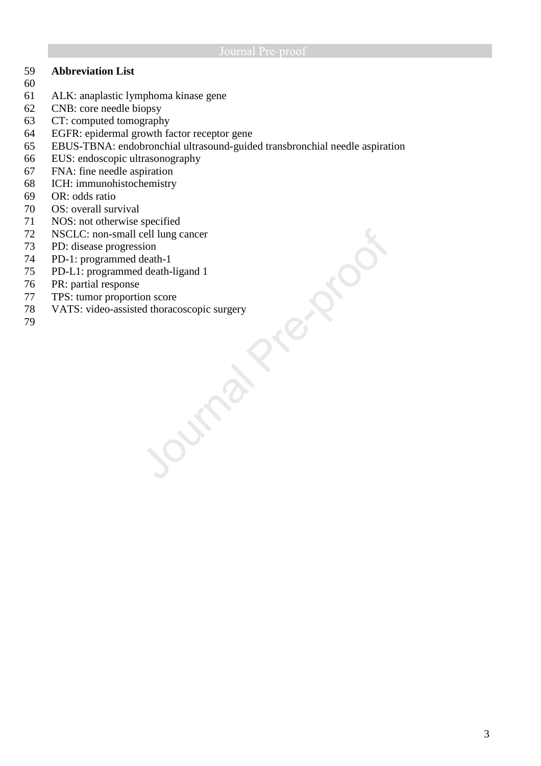## Abbreviation List

ALK: anaplastic lymphoma kinase gene
CNB: core needle biopsy
CT: computed tomography
EGFR: epidermal growth factor receptor gene
EBUS-TBNA: endobronchial ultrasound-guided transbronchial needle aspiration
EUS: endoscopic ultrasonography
FNA: fine needle aspiration
ICH: immunohistochemistry
OR: odds ratio
OS: overall survival
NOS: not otherwise specified
NSCLC: non-small cell lung cancer
PD: disease progression
PD-1: programmed death-1
PD-L1: programmed death-ligand 1
PR: partial response
TPS: tumor proportion score
VATS: video-assisted thoracoscopic surgery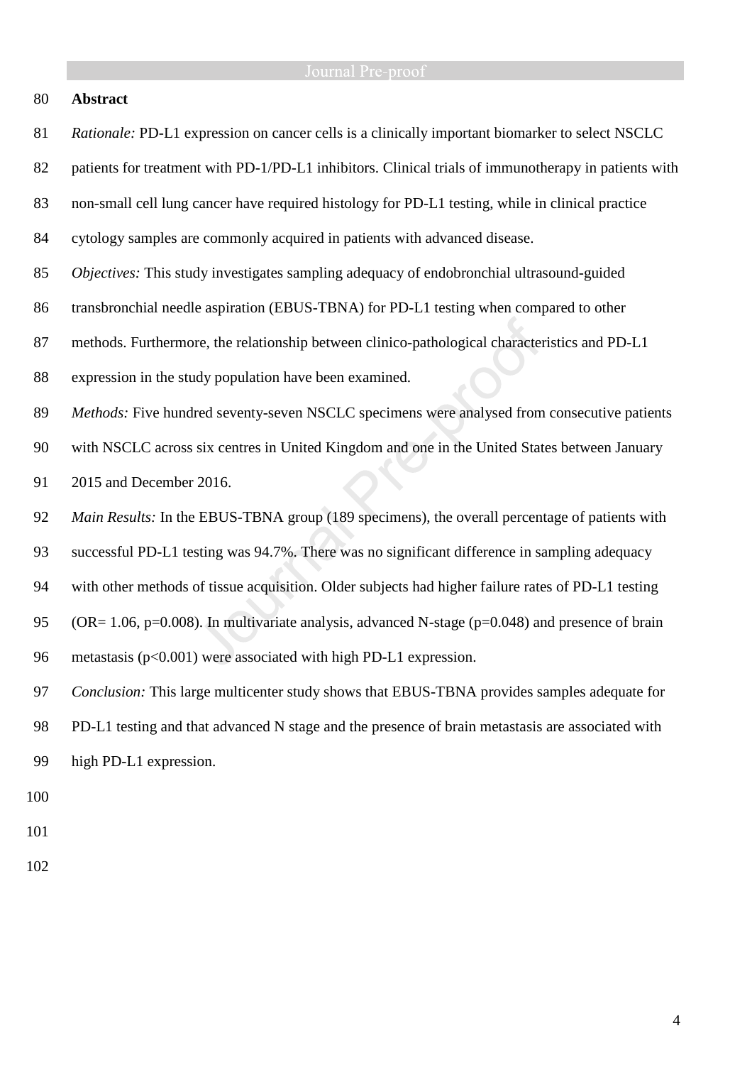**Abstract**

*Rationale:* PD-L1 expression on cancer cells is a clinically important biomarker to select NSCLC patients for treatment with PD-1/PD-L1 inhibitors. Clinical trials of immunotherapy in patients with non-small cell lung cancer have required histology for PD-L1 testing, while in clinical practice cytology samples are commonly acquired in patients with advanced disease.

*Objectives:* This study investigates sampling adequacy of endobronchial ultrasound-guided transbronchial needle aspiration (EBUS-TBNA) for PD-L1 testing when compared to other methods. Furthermore, the relationship between clinico-pathological characteristics and PD-L1 expression in the study population have been examined.

*Methods:* Five hundred seventy-seven NSCLC specimens were analysed from consecutive patients with NSCLC across six centres in United Kingdom and one in the United States between January 2015 and December 2016.

*Main Results:* In the EBUS-TBNA group (189 specimens), the overall percentage of patients with successful PD-L1 testing was 94.7%. There was no significant difference in sampling adequacy with other methods of tissue acquisition. Older subjects had higher failure rates of PD-L1 testing (OR= 1.06, $p=0.008$). In multivariate analysis, advanced N-stage ($p=0.048$) and presence of brain metastasis ($p<0.001$) were associated with high PD-L1 expression.

*Conclusion:* This large multicenter study shows that EBUS-TBNA provides samples adequate for PD-L1 testing and that advanced N stage and the presence of brain metastasis are associated with high PD-L1 expression.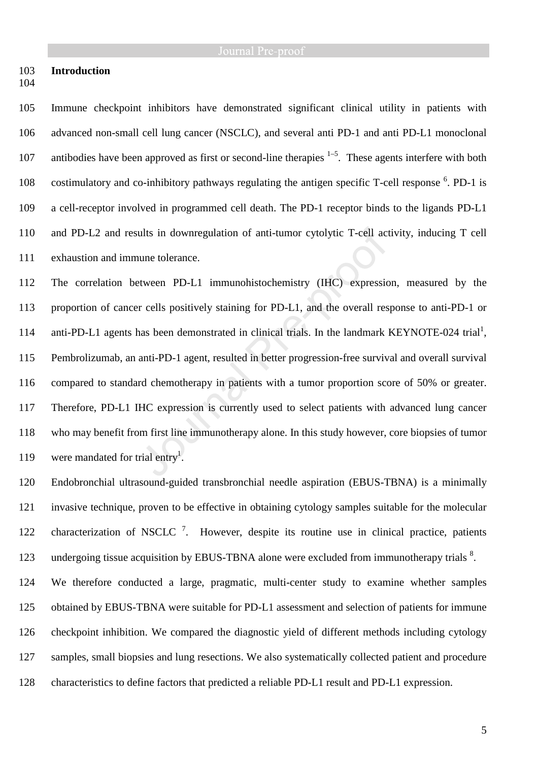## Introduction

Immune checkpoint inhibitors have demonstrated significant clinical utility in patients with advanced non-small cell lung cancer (NSCLC), and several anti PD-1 and anti PD-L1 monoclonal antibodies have been approved as first or second-line therapies [1–5]. These agents interfere with both costimulatory and co-inhibitory pathways regulating the antigen specific T-cell response [6]. PD-1 is a cell-receptor involved in programmed cell death. The PD-1 receptor binds to the ligands PD-L1 and PD-L2 and results in downregulation of anti-tumor cytolytic T-cell activity, inducing T cell exhaustion and immune tolerance.

The correlation between PD-L1 immunohistochemistry (IHC) expression, measured by the proportion of cancer cells positively staining for PD-L1, and the overall response to anti-PD-1 or anti-PD-L1 agents has been demonstrated in clinical trials. In the landmark KEYNOTE-024 trial[1], Pembrolizumab, an anti-PD-1 agent, resulted in better progression-free survival and overall survival compared to standard chemotherapy in patients with a tumor proportion score of 50% or greater. Therefore, PD-L1 IHC expression is currently used to select patients with advanced lung cancer who may benefit from first line immunotherapy alone. In this study however, core biopsies of tumor were mandated for trial entry[1].

Endobronchial ultrasound-guided transbronchial needle aspiration (EBUS-TBNA) is a minimally invasive technique, proven to be effective in obtaining cytology samples suitable for the molecular characterization of NSCLC [7]. However, despite its routine use in clinical practice, patients undergoing tissue acquisition by EBUS-TBNA alone were excluded from immunotherapy trials [8].

We therefore conducted a large, pragmatic, multi-center study to examine whether samples obtained by EBUS-TBNA were suitable for PD-L1 assessment and selection of patients for immune checkpoint inhibition. We compared the diagnostic yield of different methods including cytology samples, small biopsies and lung resections. We also systematically collected patient and procedure characteristics to define factors that predicted a reliable PD-L1 result and PD-L1 expression.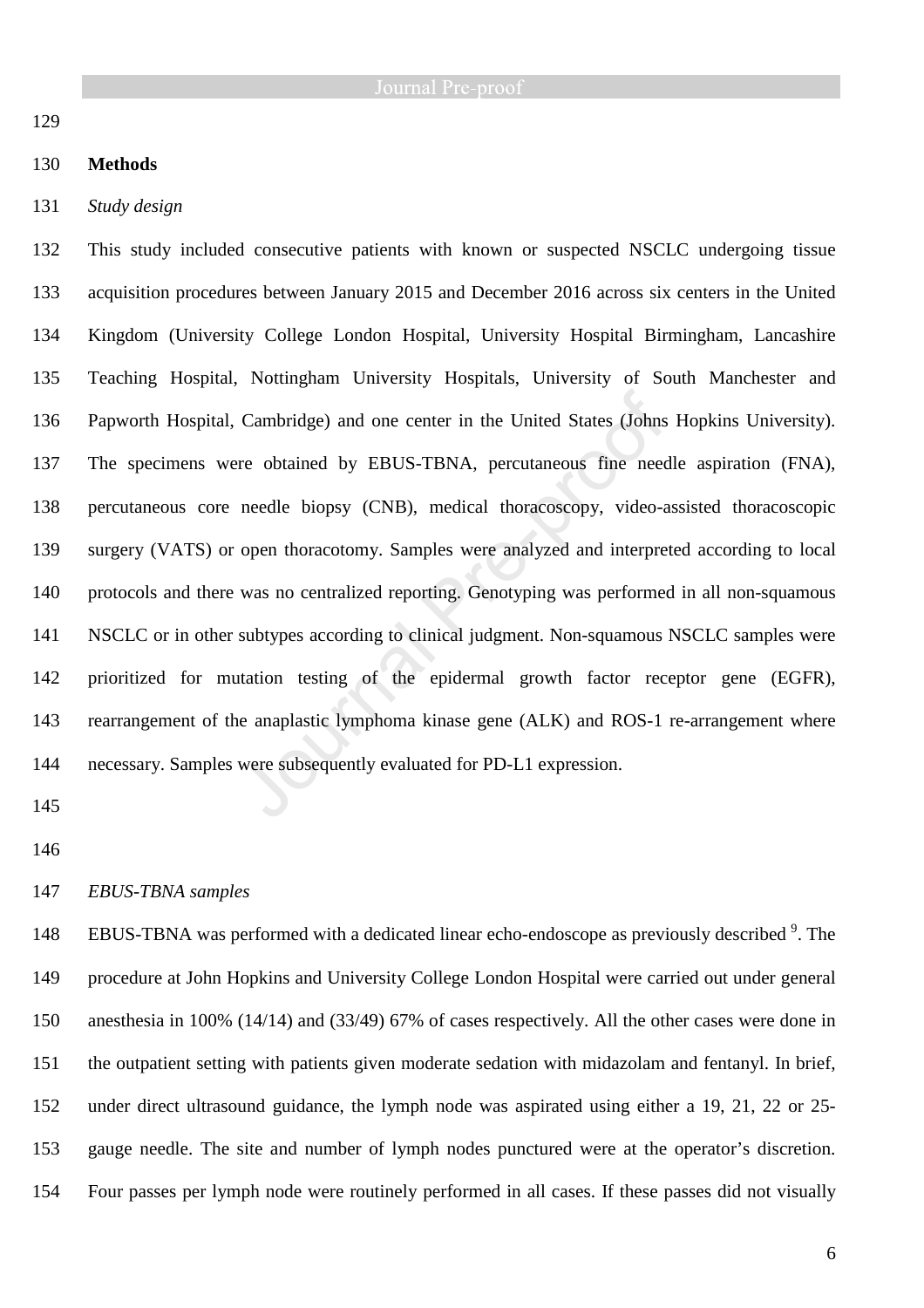## Methods

*Study design*

This study included consecutive patients with known or suspected NSCLC undergoing tissue acquisition procedures between January 2015 and December 2016 across six centers in the United Kingdom (University College London Hospital, University Hospital Birmingham, Lancashire Teaching Hospital, Nottingham University Hospitals, University of South Manchester and Papworth Hospital, Cambridge) and one center in the United States (Johns Hopkins University). The specimens were obtained by EBUS-TBNA, percutaneous fine needle aspiration (FNA), percutaneous core needle biopsy (CNB), medical thoracoscopy, video-assisted thoracoscopic surgery (VATS) or open thoracotomy. Samples were analyzed and interpreted according to local protocols and there was no centralized reporting. Genotyping was performed in all non-squamous NSCLC or in other subtypes according to clinical judgment. Non-squamous NSCLC samples were prioritized for mutation testing of the epidermal growth factor receptor gene (EGFR), rearrangement of the anaplastic lymphoma kinase gene (ALK) and ROS-1 re-arrangement where necessary. Samples were subsequently evaluated for PD-L1 expression.

*EBUS-TBNA samples*

EBUS-TBNA was performed with a dedicated linear echo-endoscope as previously described [9]. The procedure at John Hopkins and University College London Hospital were carried out under general anesthesia in 100% (14/14) and (33/49) 67% of cases respectively. All the other cases were done in the outpatient setting with patients given moderate sedation with midazolam and fentanyl. In brief, under direct ultrasound guidance, the lymph node was aspirated using either a 19, 21, 22 or 25-gauge needle. The site and number of lymph nodes punctured were at the operator's discretion. Four passes per lymph node were routinely performed in all cases. If these passes did not visually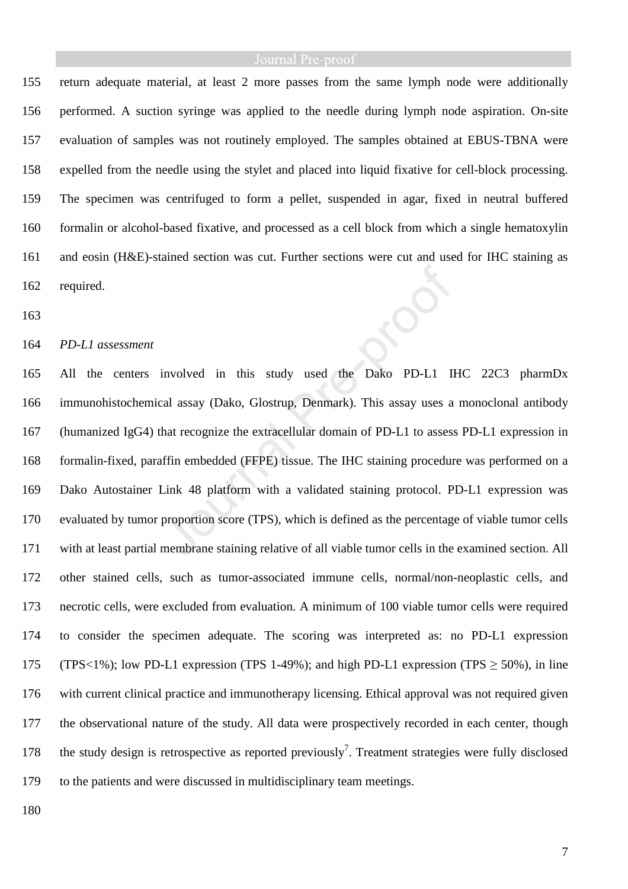return adequate material, at least 2 more passes from the same lymph node were additionally performed. A suction syringe was applied to the needle during lymph node aspiration. On-site evaluation of samples was not routinely employed. The samples obtained at EBUS-TBNA were expelled from the needle using the stylet and placed into liquid fixative for cell-block processing. The specimen was centrifuged to form a pellet, suspended in agar, fixed in neutral buffered formalin or alcohol-based fixative, and processed as a cell block from which a single hematoxylin and eosin (H&E)-stained section was cut. Further sections were cut and used for IHC staining as required.

*PD-L1 assessment*

All the centers involved in this study used the Dako PD-L1 IHC 22C3 pharmDx immunohistochemical assay (Dako, Glostrup, Denmark). This assay uses a monoclonal antibody (humanized IgG4) that recognize the extracellular domain of PD-L1 to assess PD-L1 expression in formalin-fixed, paraffin embedded (FFPE) tissue. The IHC staining procedure was performed on a Dako Autostainer Link 48 platform with a validated staining protocol. PD-L1 expression was evaluated by tumor proportion score (TPS), which is defined as the percentage of viable tumor cells with at least partial membrane staining relative of all viable tumor cells in the examined section. All other stained cells, such as tumor-associated immune cells, normal/non-neoplastic cells, and necrotic cells, were excluded from evaluation. A minimum of 100 viable tumor cells were required to consider the specimen adequate. The scoring was interpreted as: no PD-L1 expression (TPS<1%); low PD-L1 expression (TPS 1-49%); and high PD-L1 expression (TPS $\geq$ 50%), in line with current clinical practice and immunotherapy licensing. Ethical approval was not required given the observational nature of the study. All data were prospectively recorded in each center, though the study design is retrospective as reported previously[7]. Treatment strategies were fully disclosed to the patients and were discussed in multidisciplinary team meetings.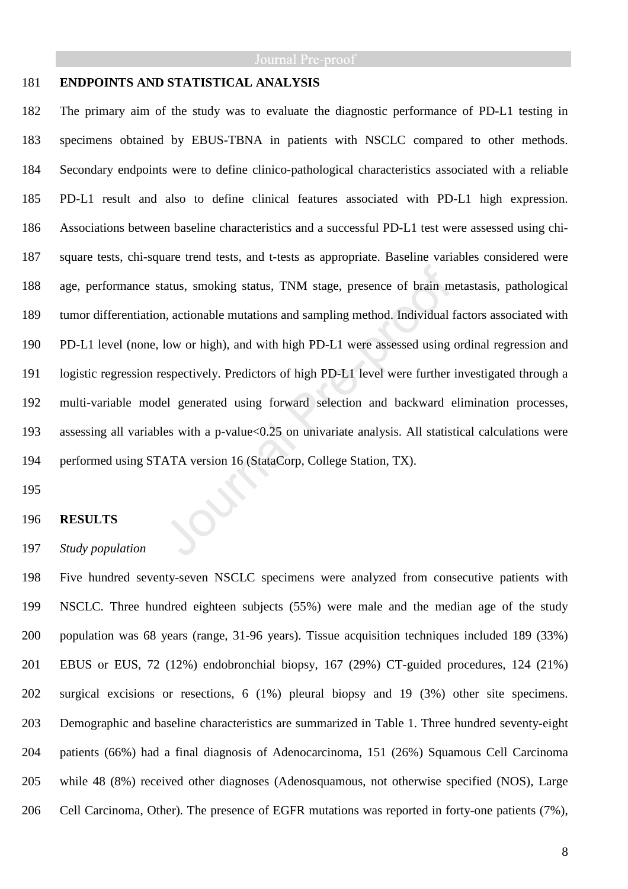## ENDPOINTS AND STATISTICAL ANALYSIS

The primary aim of the study was to evaluate the diagnostic performance of PD-L1 testing in specimens obtained by EBUS-TBNA in patients with NSCLC compared to other methods. Secondary endpoints were to define clinico-pathological characteristics associated with a reliable PD-L1 result and also to define clinical features associated with PD-L1 high expression. Associations between baseline characteristics and a successful PD-L1 test were assessed using chi-square tests, chi-square trend tests, and t-tests as appropriate. Baseline variables considered were age, performance status, smoking status, TNM stage, presence of brain metastasis, pathological tumor differentiation, actionable mutations and sampling method. Individual factors associated with PD-L1 level (none, low or high), and with high PD-L1 were assessed using ordinal regression and logistic regression respectively. Predictors of high PD-L1 level were further investigated through a multi-variable model generated using forward selection and backward elimination processes, assessing all variables with a p-value<0.25 on univariate analysis. All statistical calculations were performed using STATA version 16 (StataCorp, College Station, TX).

## RESULTS

*Study population*

Five hundred seventy-seven NSCLC specimens were analyzed from consecutive patients with NSCLC. Three hundred eighteen subjects (55%) were male and the median age of the study population was 68 years (range, 31-96 years). Tissue acquisition techniques included 189 (33%) EBUS or EUS, 72 (12%) endobronchial biopsy, 167 (29%) CT-guided procedures, 124 (21%) surgical excisions or resections, 6 (1%) pleural biopsy and 19 (3%) other site specimens. Demographic and baseline characteristics are summarized in Table 1. Three hundred seventy-eight patients (66%) had a final diagnosis of Adenocarcinoma, 151 (26%) Squamous Cell Carcinoma while 48 (8%) received other diagnoses (Adenosquamous, not otherwise specified (NOS), Large Cell Carcinoma, Other). The presence of EGFR mutations was reported in forty-one patients (7%),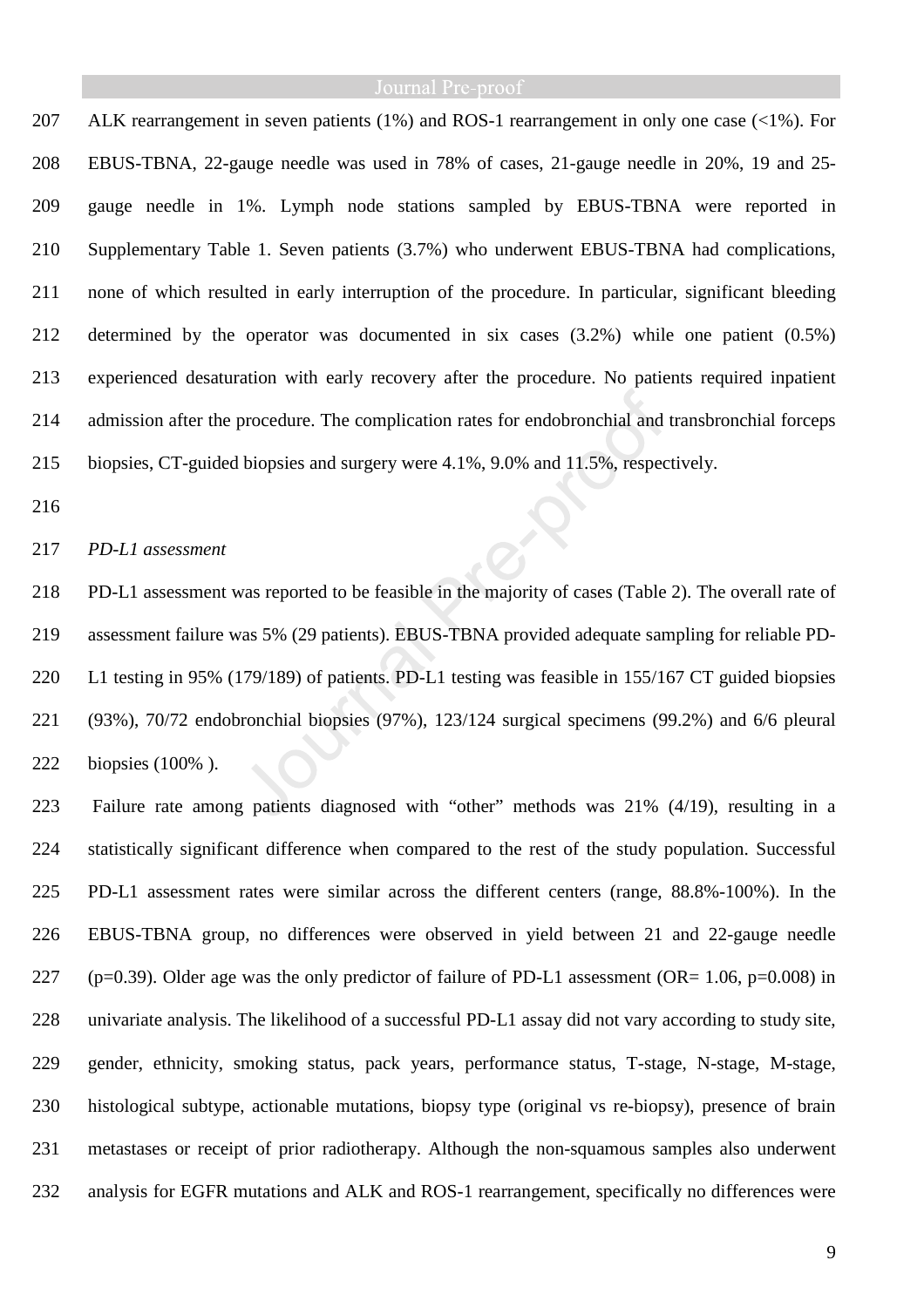ALK rearrangement in seven patients (1%) and ROS-1 rearrangement in only one case (<1%). For EBUS-TBNA, 22-gauge needle was used in 78% of cases, 21-gauge needle in 20%, 19 and 25-gauge needle in 1%. Lymph node stations sampled by EBUS-TBNA were reported in Supplementary Table 1. Seven patients (3.7%) who underwent EBUS-TBNA had complications, none of which resulted in early interruption of the procedure. In particular, significant bleeding determined by the operator was documented in six cases (3.2%) while one patient (0.5%) experienced desaturation with early recovery after the procedure. No patients required inpatient admission after the procedure. The complication rates for endobronchial and transbronchial forceps biopsies, CT-guided biopsies and surgery were 4.1%, 9.0% and 11.5%, respectively.

*PD-L1 assessment*

PD-L1 assessment was reported to be feasible in the majority of cases (Table 2). The overall rate of assessment failure was 5% (29 patients). EBUS-TBNA provided adequate sampling for reliable PD-L1 testing in 95% (179/189) of patients. PD-L1 testing was feasible in 155/167 CT guided biopsies (93%), 70/72 endobronchial biopsies (97%), 123/124 surgical specimens (99.2%) and 6/6 pleural biopsies (100% ).

Failure rate among patients diagnosed with "other" methods was 21% (4/19), resulting in a statistically significant difference when compared to the rest of the study population. Successful PD-L1 assessment rates were similar across the different centers (range, 88.8%-100%). In the EBUS-TBNA group, no differences were observed in yield between 21 and 22-gauge needle ($p=0.39$). Older age was the only predictor of failure of PD-L1 assessment (OR= 1.06, $p=0.008$) in univariate analysis. The likelihood of a successful PD-L1 assay did not vary according to study site, gender, ethnicity, smoking status, pack years, performance status, T-stage, N-stage, M-stage, histological subtype, actionable mutations, biopsy type (original vs re-biopsy), presence of brain metastases or receipt of prior radiotherapy. Although the non-squamous samples also underwent analysis for EGFR mutations and ALK and ROS-1 rearrangement, specifically no differences were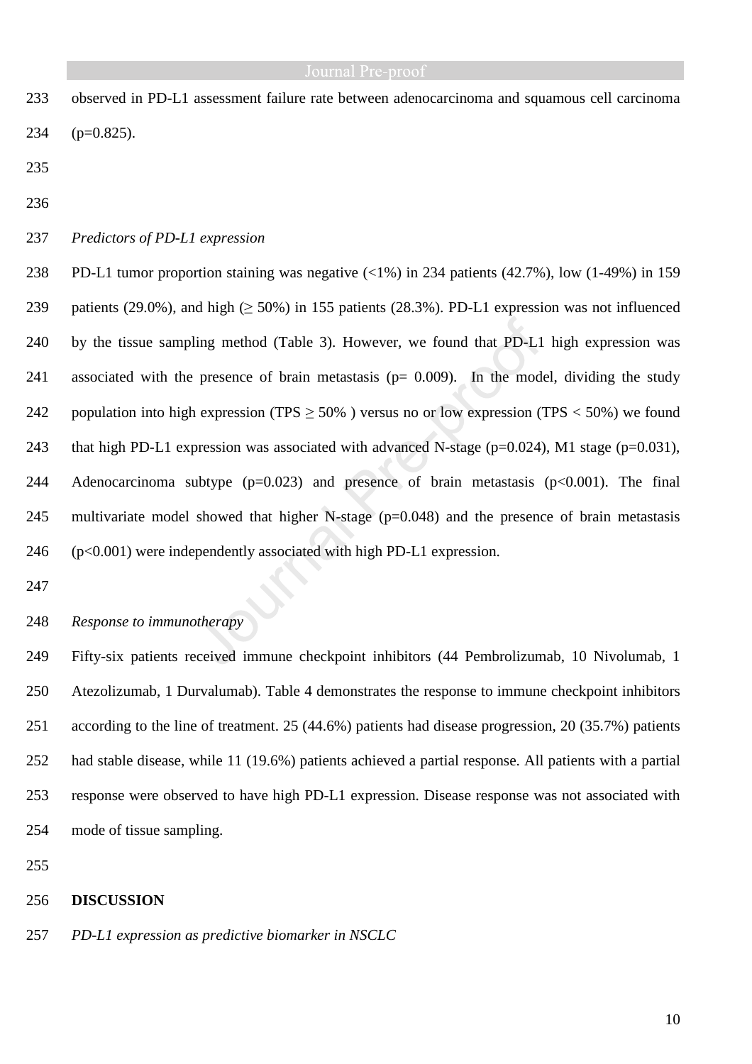observed in PD-L1 assessment failure rate between adenocarcinoma and squamous cell carcinoma ($p=0.825$).

*Predictors of PD-L1 expression*

PD-L1 tumor proportion staining was negative (<1%) in 234 patients (42.7%), low (1-49%) in 159 patients (29.0%), and high (≥ 50%) in 155 patients (28.3%). PD-L1 expression was not influenced by the tissue sampling method (Table 3). However, we found that PD-L1 high expression was associated with the presence of brain metastasis ($p= 0.009$). In the model, dividing the study population into high expression (TPS ≥ 50% ) versus no or low expression (TPS < 50%) we found that high PD-L1 expression was associated with advanced N-stage ($p=0.024$), M1 stage ($p=0.031$), Adenocarcinoma subtype ($p=0.023$) and presence of brain metastasis ($p<0.001$). The final multivariate model showed that higher N-stage ($p=0.048$) and the presence of brain metastasis ($p<0.001$) were independently associated with high PD-L1 expression.

*Response to immunotherapy*

Fifty-six patients received immune checkpoint inhibitors (44 Pembrolizumab, 10 Nivolumab, 1 Atezolizumab, 1 Durvalumab). Table 4 demonstrates the response to immune checkpoint inhibitors according to the line of treatment. 25 (44.6%) patients had disease progression, 20 (35.7%) patients had stable disease, while 11 (19.6%) patients achieved a partial response. All patients with a partial response were observed to have high PD-L1 expression. Disease response was not associated with mode of tissue sampling.

## DISCUSSION

*PD-L1 expression as predictive biomarker in NSCLC*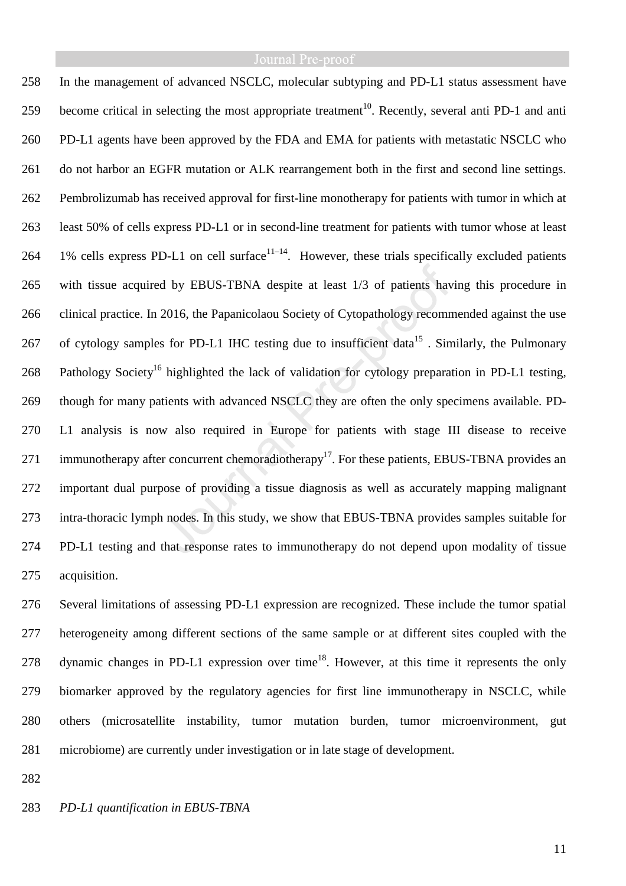In the management of advanced NSCLC, molecular subtyping and PD-L1 status assessment have become critical in selecting the most appropriate treatment[10]. Recently, several anti PD-1 and anti PD-L1 agents have been approved by the FDA and EMA for patients with metastatic NSCLC who do not harbor an EGFR mutation or ALK rearrangement both in the first and second line settings. Pembrolizumab has received approval for first-line monotherapy for patients with tumor in which at least 50% of cells express PD-L1 or in second-line treatment for patients with tumor whose at least 1% cells express PD-L1 on cell surface[11–14]. However, these trials specifically excluded patients with tissue acquired by EBUS-TBNA despite at least 1/3 of patients having this procedure in clinical practice. In 2016, the Papanicolaou Society of Cytopathology recommended against the use of cytology samples for PD-L1 IHC testing due to insufficient data[15] . Similarly, the Pulmonary Pathology Society[16] highlighted the lack of validation for cytology preparation in PD-L1 testing, though for many patients with advanced NSCLC they are often the only specimens available. PD-L1 analysis is now also required in Europe for patients with stage III disease to receive immunotherapy after concurrent chemoradiotherapy[17]. For these patients, EBUS-TBNA provides an important dual purpose of providing a tissue diagnosis as well as accurately mapping malignant intra-thoracic lymph nodes. In this study, we show that EBUS-TBNA provides samples suitable for PD-L1 testing and that response rates to immunotherapy do not depend upon modality of tissue acquisition.

Several limitations of assessing PD-L1 expression are recognized. These include the tumor spatial heterogeneity among different sections of the same sample or at different sites coupled with the dynamic changes in PD-L1 expression over time[18]. However, at this time it represents the only biomarker approved by the regulatory agencies for first line immunotherapy in NSCLC, while others (microsatellite instability, tumor mutation burden, tumor microenvironment, gut microbiome) are currently under investigation or in late stage of development.

*PD-L1 quantification in EBUS-TBNA*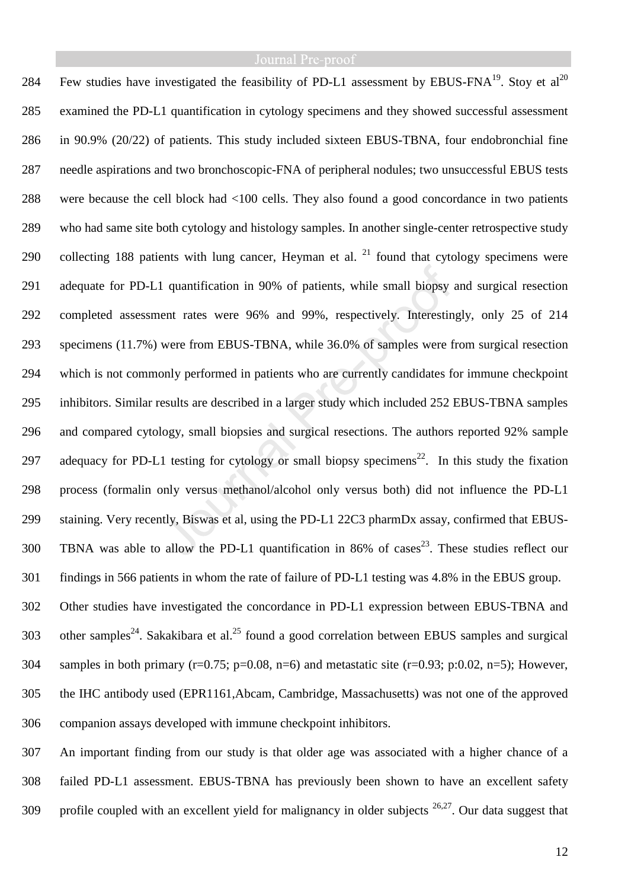Few studies have investigated the feasibility of PD-L1 assessment by EBUS-FNA[19]. Stoy et al[20] examined the PD-L1 quantification in cytology specimens and they showed successful assessment in 90.9% (20/22) of patients. This study included sixteen EBUS-TBNA, four endobronchial fine needle aspirations and two bronchoscopic-FNA of peripheral nodules; two unsuccessful EBUS tests were because the cell block had <100 cells. They also found a good concordance in two patients who had same site both cytology and histology samples. In another single-center retrospective study collecting 188 patients with lung cancer, Heyman et al. [21] found that cytology specimens were adequate for PD-L1 quantification in 90% of patients, while small biopsy and surgical resection completed assessment rates were 96% and 99%, respectively. Interestingly, only 25 of 214 specimens (11.7%) were from EBUS-TBNA, while 36.0% of samples were from surgical resection which is not commonly performed in patients who are currently candidates for immune checkpoint inhibitors. Similar results are described in a larger study which included 252 EBUS-TBNA samples and compared cytology, small biopsies and surgical resections. The authors reported 92% sample adequacy for PD-L1 testing for cytology or small biopsy specimens[22]. In this study the fixation process (formalin only versus methanol/alcohol only versus both) did not influence the PD-L1 staining. Very recently, Biswas et al, using the PD-L1 22C3 pharmDx assay, confirmed that EBUS-TBNA was able to allow the PD-L1 quantification in 86% of cases[23]. These studies reflect our findings in 566 patients in whom the rate of failure of PD-L1 testing was 4.8% in the EBUS group.

Other studies have investigated the concordance in PD-L1 expression between EBUS-TBNA and other samples[24]. Sakakibara et al.[25] found a good correlation between EBUS samples and surgical samples in both primary ($r=0.75$; $p=0.08$, $n=6$) and metastatic site ($r=0.93$; p:0.02, $n=5$); However, the IHC antibody used (EPR1161,Abcam, Cambridge, Massachusetts) was not one of the approved companion assays developed with immune checkpoint inhibitors.

An important finding from our study is that older age was associated with a higher chance of a failed PD-L1 assessment. EBUS-TBNA has previously been shown to have an excellent safety profile coupled with an excellent yield for malignancy in older subjects [26,27]. Our data suggest that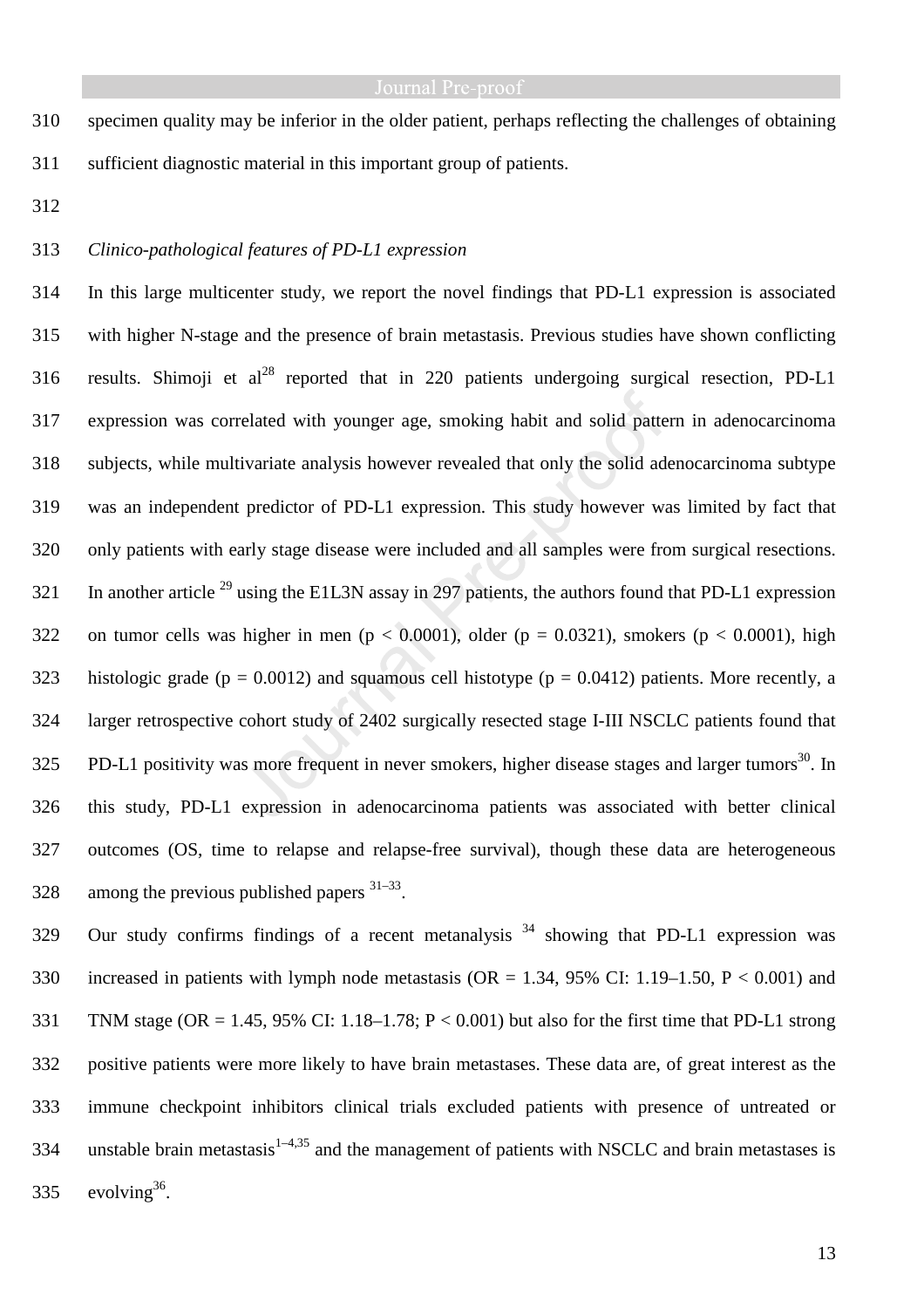specimen quality may be inferior in the older patient, perhaps reflecting the challenges of obtaining sufficient diagnostic material in this important group of patients.

*Clinico-pathological features of PD-L1 expression*

In this large multicenter study, we report the novel findings that PD-L1 expression is associated with higher N-stage and the presence of brain metastasis. Previous studies have shown conflicting results. Shimoji et al[28] reported that in 220 patients undergoing surgical resection, PD-L1 expression was correlated with younger age, smoking habit and solid pattern in adenocarcinoma subjects, while multivariate analysis however revealed that only the solid adenocarcinoma subtype was an independent predictor of PD-L1 expression. This study however was limited by fact that only patients with early stage disease were included and all samples were from surgical resections. In another article [29] using the E1L3N assay in 297 patients, the authors found that PD-L1 expression on tumor cells was higher in men ($p < 0.0001$), older ($p = 0.0321$), smokers ($p < 0.0001$), high histologic grade ($p = 0.0012$) and squamous cell histotype ($p = 0.0412$) patients. More recently, a larger retrospective cohort study of 2402 surgically resected stage I-III NSCLC patients found that PD-L1 positivity was more frequent in never smokers, higher disease stages and larger tumors[30]. In this study, PD-L1 expression in adenocarcinoma patients was associated with better clinical outcomes (OS, time to relapse and relapse-free survival), though these data are heterogeneous among the previous published papers [31–33].

Our study confirms findings of a recent metanalysis [34] showing that PD-L1 expression was increased in patients with lymph node metastasis (OR = 1.34, 95% CI: 1.19–1.50, $P < 0.001$) and TNM stage (OR = 1.45, 95% CI: 1.18–1.78; $P < 0.001$) but also for the first time that PD-L1 strong positive patients were more likely to have brain metastases. These data are, of great interest as the immune checkpoint inhibitors clinical trials excluded patients with presence of untreated or unstable brain metastasis[1–4,35] and the management of patients with NSCLC and brain metastases is evolving[36].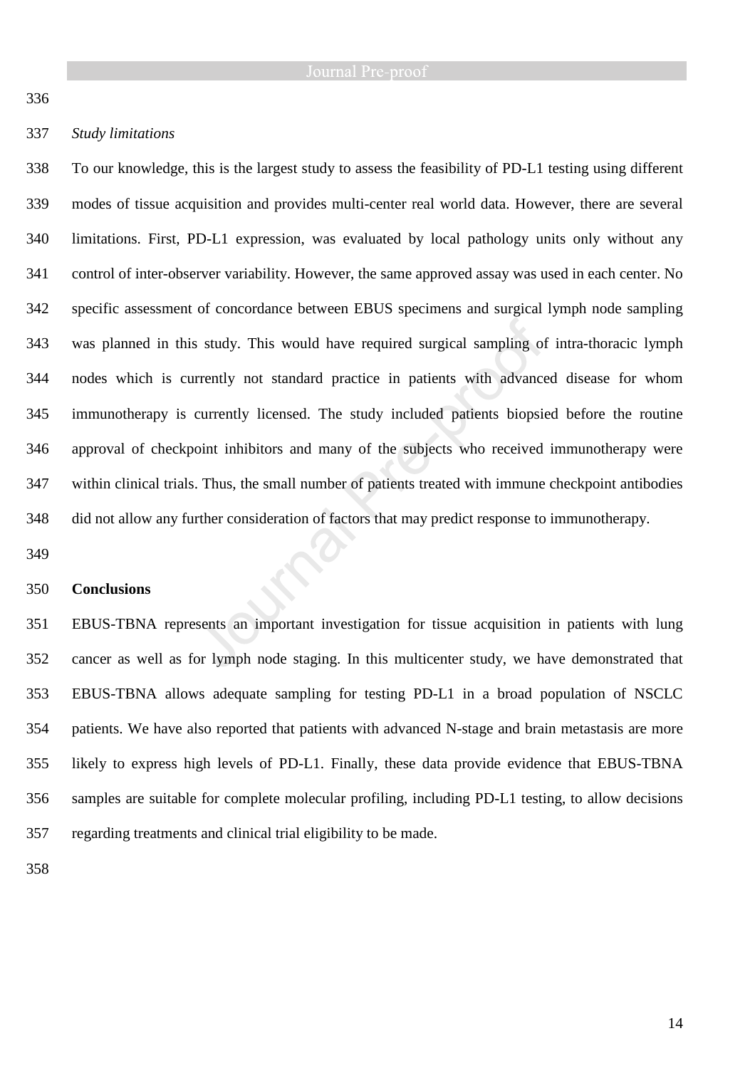*Study limitations*

To our knowledge, this is the largest study to assess the feasibility of PD-L1 testing using different modes of tissue acquisition and provides multi-center real world data. However, there are several limitations. First, PD-L1 expression, was evaluated by local pathology units only without any control of inter-observer variability. However, the same approved assay was used in each center. No specific assessment of concordance between EBUS specimens and surgical lymph node sampling was planned in this study. This would have required surgical sampling of intra-thoracic lymph nodes which is currently not standard practice in patients with advanced disease for whom immunotherapy is currently licensed. The study included patients biopsied before the routine approval of checkpoint inhibitors and many of the subjects who received immunotherapy were within clinical trials. Thus, the small number of patients treated with immune checkpoint antibodies did not allow any further consideration of factors that may predict response to immunotherapy.

## Conclusions

EBUS-TBNA represents an important investigation for tissue acquisition in patients with lung cancer as well as for lymph node staging. In this multicenter study, we have demonstrated that EBUS-TBNA allows adequate sampling for testing PD-L1 in a broad population of NSCLC patients. We have also reported that patients with advanced N-stage and brain metastasis are more likely to express high levels of PD-L1. Finally, these data provide evidence that EBUS-TBNA samples are suitable for complete molecular profiling, including PD-L1 testing, to allow decisions regarding treatments and clinical trial eligibility to be made.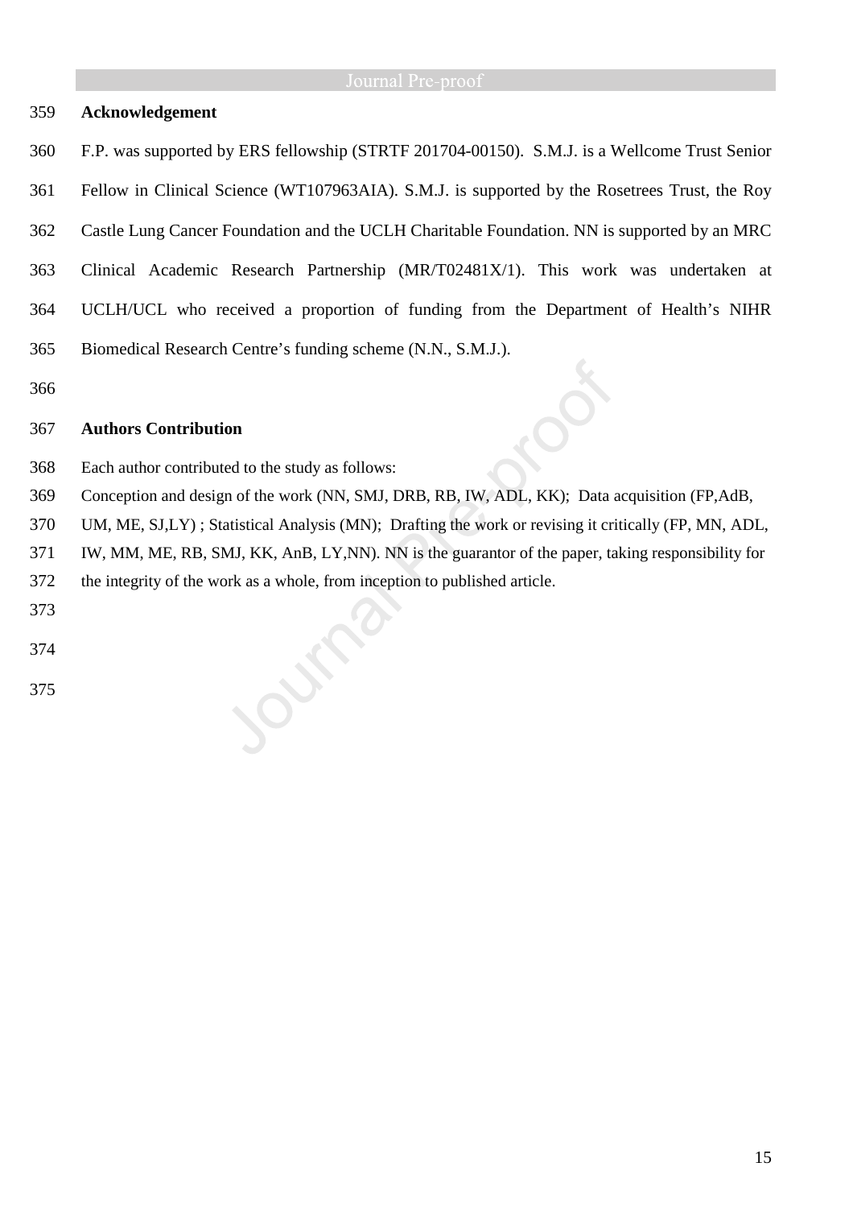## Acknowledgement

F.P. was supported by ERS fellowship (STRTF 201704-00150). S.M.J. is a Wellcome Trust Senior Fellow in Clinical Science (WT107963AIA). S.M.J. is supported by the Rosetrees Trust, the Roy Castle Lung Cancer Foundation and the UCLH Charitable Foundation. NN is supported by an MRC Clinical Academic Research Partnership (MR/T02481X/1). This work was undertaken at UCLH/UCL who received a proportion of funding from the Department of Health's NIHR Biomedical Research Centre's funding scheme (N.N., S.M.J.).

## Authors Contribution

Each author contributed to the study as follows:
Conception and design of the work (NN, SMJ, DRB, RB, IW, ADL, KK); Data acquisition (FP,AdB, UM, ME, SJ,LY) ; Statistical Analysis (MN); Drafting the work or revising it critically (FP, MN, ADL, IW, MM, ME, RB, SMJ, KK, AnB, LY,NN). NN is the guarantor of the paper, taking responsibility for the integrity of the work as a whole, from inception to published article.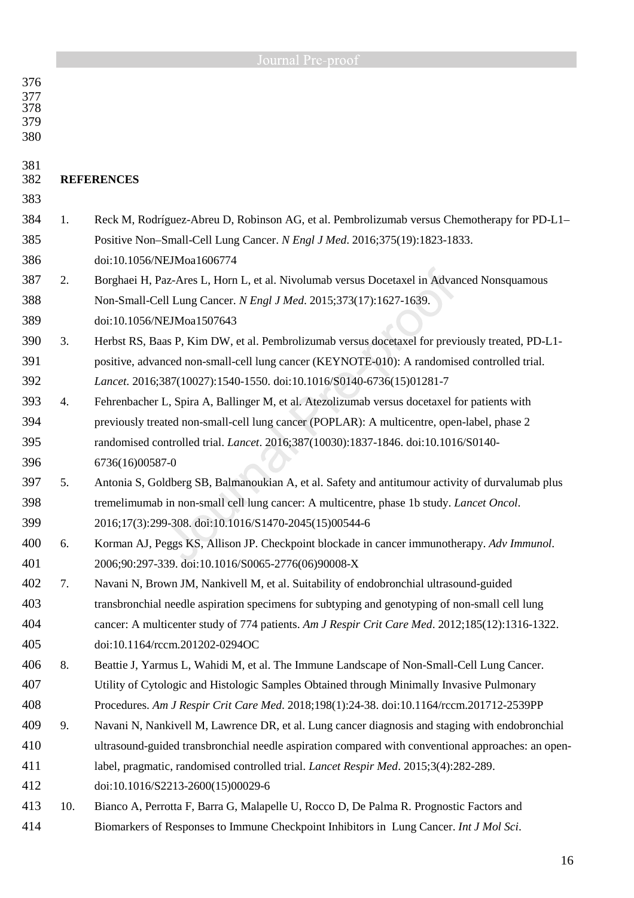## REFERENCES

1. Reck M, Rodríguez-Abreu D, Robinson AG, et al. Pembrolizumab versus Chemotherapy for PD-L1–Positive Non–Small-Cell Lung Cancer. *N Engl J Med*. 2016;375(19):1823-1833. doi:10.1056/NEJMoa1606774
2. Borghaei H, Paz-Ares L, Horn L, et al. Nivolumab versus Docetaxel in Advanced Nonsquamous Non-Small-Cell Lung Cancer. *N Engl J Med*. 2015;373(17):1627-1639. doi:10.1056/NEJMoa1507643
3. Herbst RS, Baas P, Kim DW, et al. Pembrolizumab versus docetaxel for previously treated, PD-L1-positive, advanced non-small-cell lung cancer (KEYNOTE-010): A randomised controlled trial. *Lancet*. 2016;387(10027):1540-1550. doi:10.1016/S0140-6736(15)01281-7
4. Fehrenbacher L, Spira A, Ballinger M, et al. Atezolizumab versus docetaxel for patients with previously treated non-small-cell lung cancer (POPLAR): A multicentre, open-label, phase 2 randomised controlled trial. *Lancet*. 2016;387(10030):1837-1846. doi:10.1016/S0140-6736(16)00587-0
5. Antonia S, Goldberg SB, Balmanoukian A, et al. Safety and antitumour activity of durvalumab plus tremelimumab in non-small cell lung cancer: A multicentre, phase 1b study. *Lancet Oncol*. 2016;17(3):299-308. doi:10.1016/S1470-2045(15)00544-6
6. Korman AJ, Peggs KS, Allison JP. Checkpoint blockade in cancer immunotherapy. *Adv Immunol*. 2006;90:297-339. doi:10.1016/S0065-2776(06)90008-X
7. Navani N, Brown JM, Nankivell M, et al. Suitability of endobronchial ultrasound-guided transbronchial needle aspiration specimens for subtyping and genotyping of non-small cell lung cancer: A multicenter study of 774 patients. *Am J Respir Crit Care Med*. 2012;185(12):1316-1322. doi:10.1164/rccm.201202-0294OC
8. Beattie J, Yarmus L, Wahidi M, et al. The Immune Landscape of Non-Small-Cell Lung Cancer. Utility of Cytologic and Histologic Samples Obtained through Minimally Invasive Pulmonary Procedures. *Am J Respir Crit Care Med*. 2018;198(1):24-38. doi:10.1164/rccm.201712-2539PP
9. Navani N, Nankivell M, Lawrence DR, et al. Lung cancer diagnosis and staging with endobronchial ultrasound-guided transbronchial needle aspiration compared with conventional approaches: an open-label, pragmatic, randomised controlled trial. *Lancet Respir Med*. 2015;3(4):282-289. doi:10.1016/S2213-2600(15)00029-6
10. Bianco A, Perrotta F, Barra G, Malapelle U, Rocco D, De Palma R. Prognostic Factors and Biomarkers of Responses to Immune Checkpoint Inhibitors in Lung Cancer. *Int J Mol Sci*.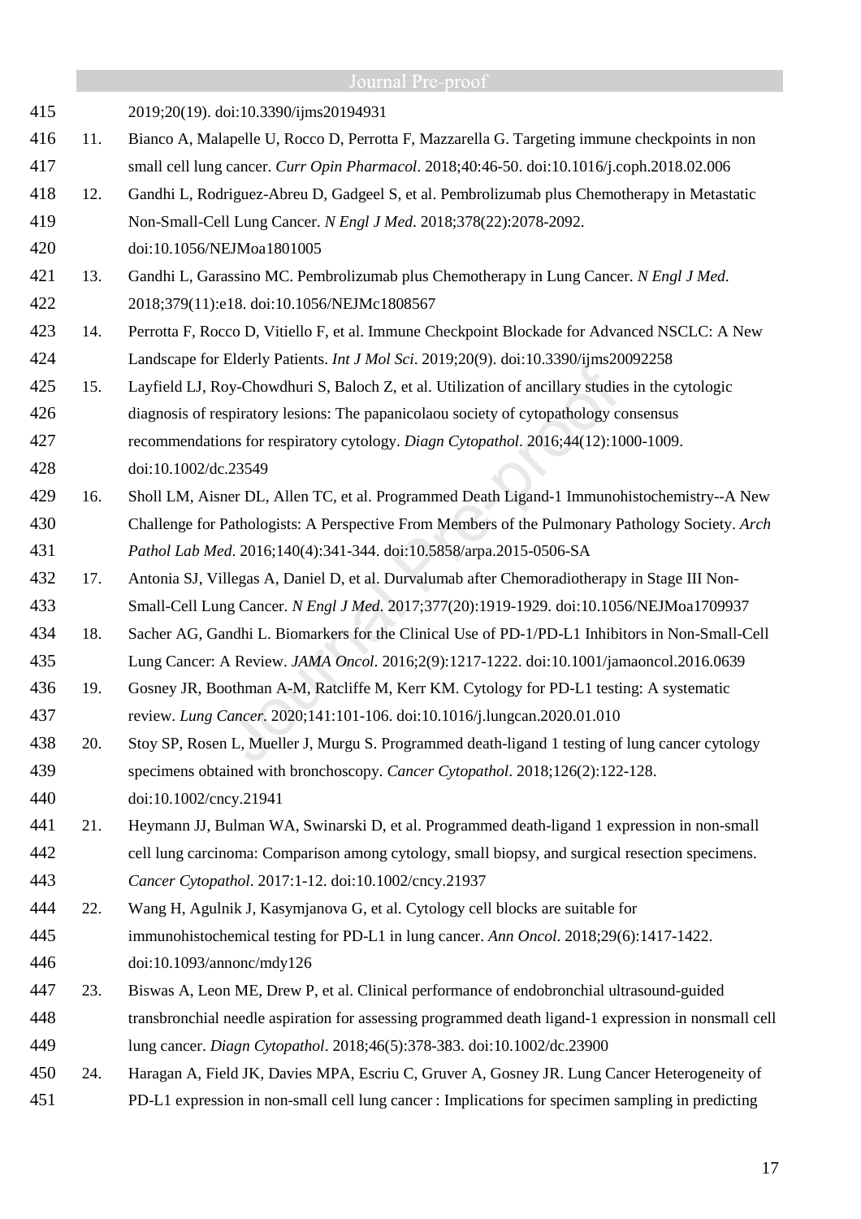2019;20(19). doi:10.3390/ijms20194931

11. Bianco A, Malapelle U, Rocco D, Perrotta F, Mazzarella G. Targeting immune checkpoints in non small cell lung cancer. *Curr Opin Pharmacol*. 2018;40:46-50. doi:10.1016/j.coph.2018.02.006
12. Gandhi L, Rodriguez-Abreu D, Gadgeel S, et al. Pembrolizumab plus Chemotherapy in Metastatic Non-Small-Cell Lung Cancer. *N Engl J Med*. 2018;378(22):2078-2092. doi:10.1056/NEJMoa1801005
13. Gandhi L, Garassino MC. Pembrolizumab plus Chemotherapy in Lung Cancer. *N Engl J Med*. 2018;379(11):e18. doi:10.1056/NEJMc1808567
14. Perrotta F, Rocco D, Vitiello F, et al. Immune Checkpoint Blockade for Advanced NSCLC: A New Landscape for Elderly Patients. *Int J Mol Sci*. 2019;20(9). doi:10.3390/ijms20092258
15. Layfield LJ, Roy-Chowdhuri S, Baloch Z, et al. Utilization of ancillary studies in the cytologic diagnosis of respiratory lesions: The papanicolaou society of cytopathology consensus recommendations for respiratory cytology. *Diagn Cytopathol*. 2016;44(12):1000-1009. doi:10.1002/dc.23549
16. Sholl LM, Aisner DL, Allen TC, et al. Programmed Death Ligand-1 Immunohistochemistry--A New Challenge for Pathologists: A Perspective From Members of the Pulmonary Pathology Society. *Arch Pathol Lab Med*. 2016;140(4):341-344. doi:10.5858/arpa.2015-0506-SA
17. Antonia SJ, Villegas A, Daniel D, et al. Durvalumab after Chemoradiotherapy in Stage III Non-Small-Cell Lung Cancer. *N Engl J Med*. 2017;377(20):1919-1929. doi:10.1056/NEJMoa1709937
18. Sacher AG, Gandhi L. Biomarkers for the Clinical Use of PD-1/PD-L1 Inhibitors in Non-Small-Cell Lung Cancer: A Review. *JAMA Oncol*. 2016;2(9):1217-1222. doi:10.1001/jamaoncol.2016.0639
19. Gosney JR, Boothman A-M, Ratcliffe M, Kerr KM. Cytology for PD-L1 testing: A systematic review. *Lung Cancer*. 2020;141:101-106. doi:10.1016/j.lungcan.2020.01.010
20. Stoy SP, Rosen L, Mueller J, Murgu S. Programmed death-ligand 1 testing of lung cancer cytology specimens obtained with bronchoscopy. *Cancer Cytopathol*. 2018;126(2):122-128. doi:10.1002/cncy.21941
21. Heymann JJ, Bulman WA, Swinarski D, et al. Programmed death-ligand 1 expression in non-small cell lung carcinoma: Comparison among cytology, small biopsy, and surgical resection specimens. *Cancer Cytopathol*. 2017:1-12. doi:10.1002/cncy.21937
22. Wang H, Agulnik J, Kasymjanova G, et al. Cytology cell blocks are suitable for immunohistochemical testing for PD-L1 in lung cancer. *Ann Oncol*. 2018;29(6):1417-1422. doi:10.1093/annonc/mdy126
23. Biswas A, Leon ME, Drew P, et al. Clinical performance of endobronchial ultrasound-guided transbronchial needle aspiration for assessing programmed death ligand-1 expression in nonsmall cell lung cancer. *Diagn Cytopathol*. 2018;46(5):378-383. doi:10.1002/dc.23900
24. Haragan A, Field JK, Davies MPA, Escriu C, Gruver A, Gosney JR. Lung Cancer Heterogeneity of PD-L1 expression in non-small cell lung cancer : Implications for specimen sampling in predicting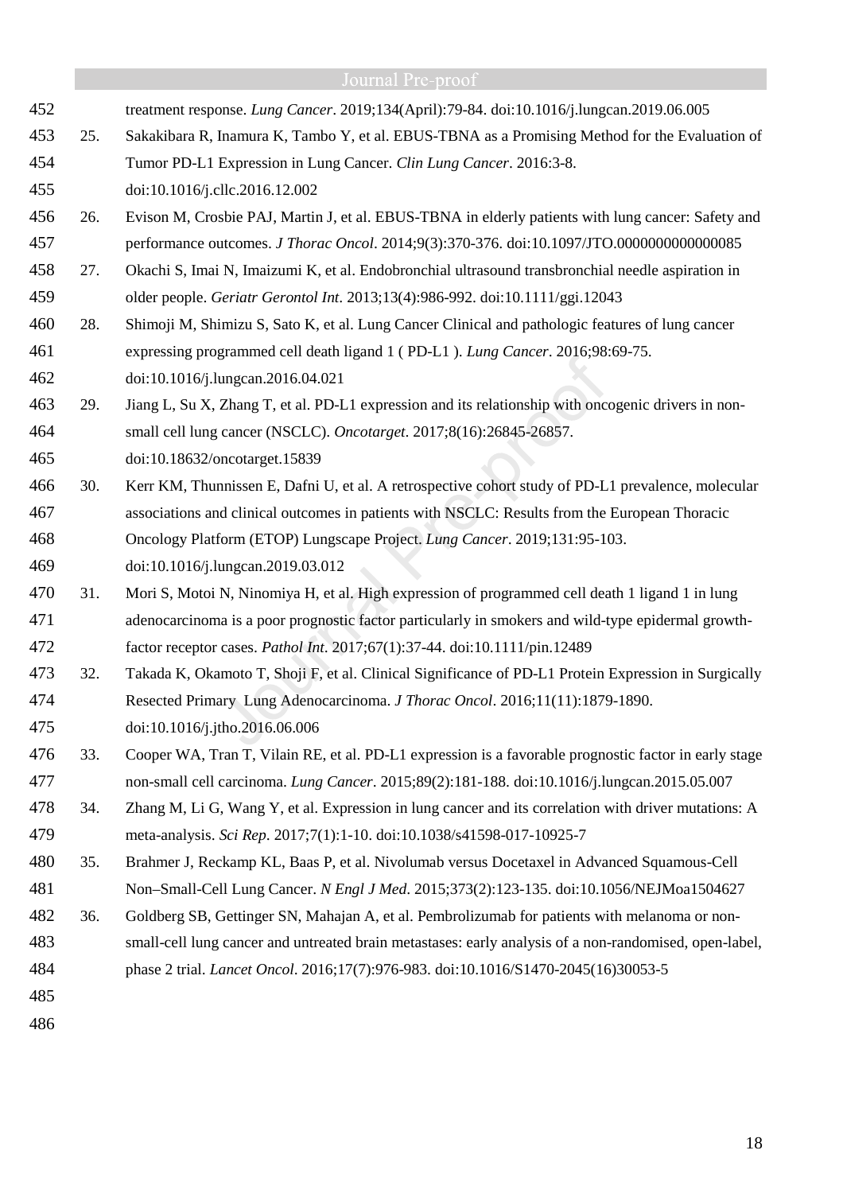treatment response. *Lung Cancer*. 2019;134(April):79-84. doi:10.1016/j.lungcan.2019.06.005

25. Sakakibara R, Inamura K, Tambo Y, et al. EBUS-TBNA as a Promising Method for the Evaluation of Tumor PD-L1 Expression in Lung Cancer. *Clin Lung Cancer*. 2016:3-8. doi:10.1016/j.cllc.2016.12.002
26. Evison M, Crosbie PAJ, Martin J, et al. EBUS-TBNA in elderly patients with lung cancer: Safety and performance outcomes. *J Thorac Oncol*. 2014;9(3):370-376. doi:10.1097/JTO.0000000000000085
27. Okachi S, Imai N, Imaizumi K, et al. Endobronchial ultrasound transbronchial needle aspiration in older people. *Geriatr Gerontol Int*. 2013;13(4):986-992. doi:10.1111/ggi.12043
28. Shimoji M, Shimizu S, Sato K, et al. Lung Cancer Clinical and pathologic features of lung cancer expressing programmed cell death ligand 1 ( PD-L1 ). *Lung Cancer*. 2016;98:69-75. doi:10.1016/j.lungcan.2016.04.021
29. Jiang L, Su X, Zhang T, et al. PD-L1 expression and its relationship with oncogenic drivers in non-small cell lung cancer (NSCLC). *Oncotarget*. 2017;8(16):26845-26857. doi:10.18632/oncotarget.15839
30. Kerr KM, Thunnissen E, Dafni U, et al. A retrospective cohort study of PD-L1 prevalence, molecular associations and clinical outcomes in patients with NSCLC: Results from the European Thoracic Oncology Platform (ETOP) Lungscape Project. *Lung Cancer*. 2019;131:95-103. doi:10.1016/j.lungcan.2019.03.012
31. Mori S, Motoi N, Ninomiya H, et al. High expression of programmed cell death 1 ligand 1 in lung adenocarcinoma is a poor prognostic factor particularly in smokers and wild-type epidermal growth-factor receptor cases. *Pathol Int*. 2017;67(1):37-44. doi:10.1111/pin.12489
32. Takada K, Okamoto T, Shoji F, et al. Clinical Significance of PD-L1 Protein Expression in Surgically Resected Primary Lung Adenocarcinoma. *J Thorac Oncol*. 2016;11(11):1879-1890. doi:10.1016/j.jtho.2016.06.006
33. Cooper WA, Tran T, Vilain RE, et al. PD-L1 expression is a favorable prognostic factor in early stage non-small cell carcinoma. *Lung Cancer*. 2015;89(2):181-188. doi:10.1016/j.lungcan.2015.05.007
34. Zhang M, Li G, Wang Y, et al. Expression in lung cancer and its correlation with driver mutations: A meta-analysis. *Sci Rep*. 2017;7(1):1-10. doi:10.1038/s41598-017-10925-7
35. Brahmer J, Reckamp KL, Baas P, et al. Nivolumab versus Docetaxel in Advanced Squamous-Cell Non–Small-Cell Lung Cancer. *N Engl J Med*. 2015;373(2):123-135. doi:10.1056/NEJMoa1504627
36. Goldberg SB, Gettinger SN, Mahajan A, et al. Pembrolizumab for patients with melanoma or non-small-cell lung cancer and untreated brain metastases: early analysis of a non-randomised, open-label, phase 2 trial. *Lancet Oncol*. 2016;17(7):976-983. doi:10.1016/S1470-2045(16)30053-5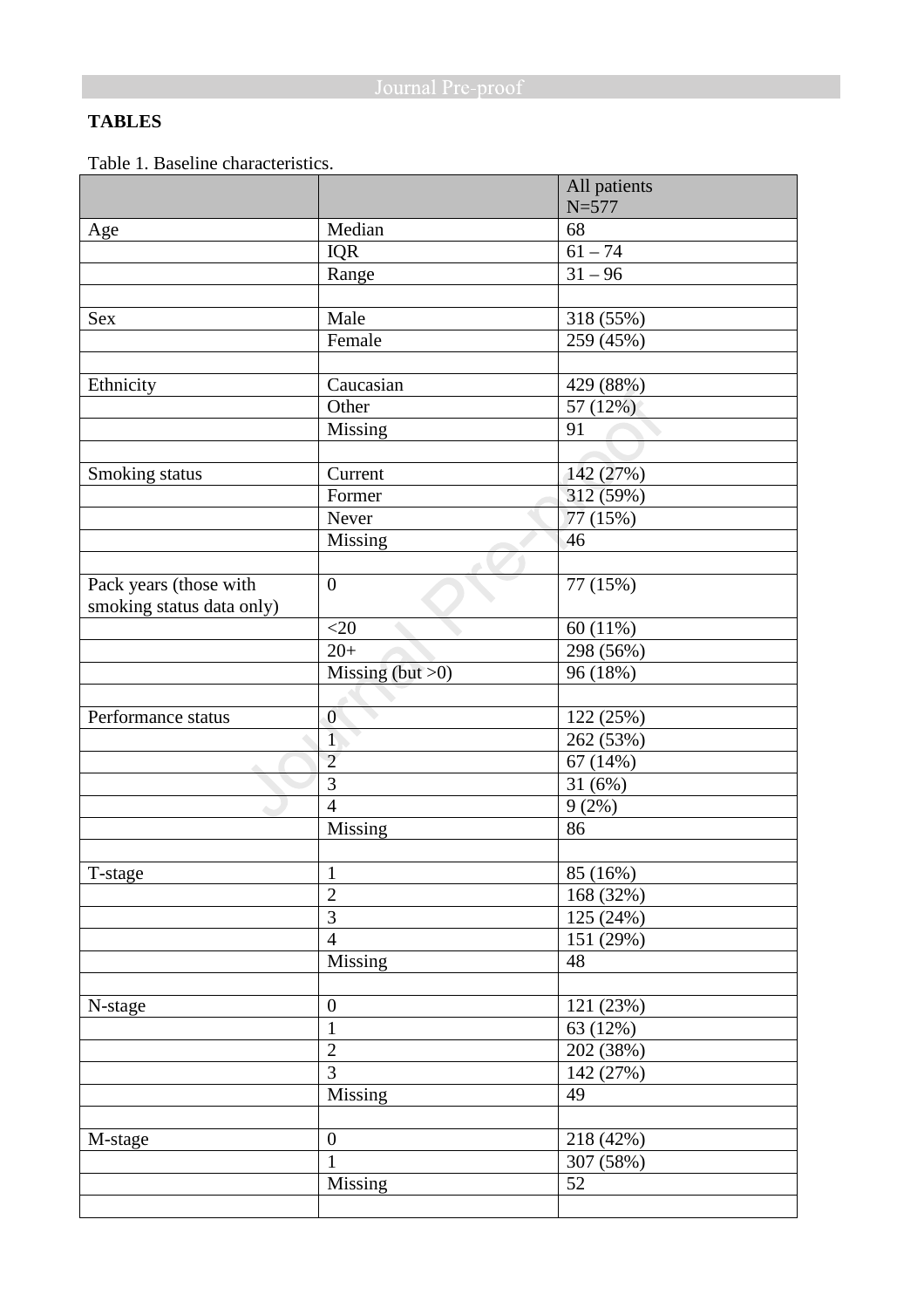**TABLES**

Table 1. Baseline characteristics.

| | | All patients N=577 |
|---|---|---|
| Age | Median | 68 |
| | IQR | 61 – 74 |
| | Range | 31 – 96 |
| | | |
| Sex | Male | 318 (55%) |
| | Female | 259 (45%) |
| | | |
| Ethnicity | Caucasian | 429 (88%) |
| | Other | 57 (12%) |
| | Missing | 91 |
| | | |
| Smoking status | Current | 142 (27%) |
| | Former | 312 (59%) |
| | Never | 77 (15%) |
| | Missing | 46 |
| | | |
| Pack years (those with smoking status data only) | 0 | 77 (15%) |
| | <20 | 60 (11%) |
| | 20+ | 298 (56%) |
| | Missing (but >0) | 96 (18%) |
| | | |
| Performance status | 0 | 122 (25%) |
| | 1 | 262 (53%) |
| | 2 | 67 (14%) |
| | 3 | 31 (6%) |
| | 4 | 9 (2%) |
| | Missing | 86 |
| | | |
| T-stage | 1 | 85 (16%) |
| | 2 | 168 (32%) |
| | 3 | 125 (24%) |
| | 4 | 151 (29%) |
| | Missing | 48 |
| | | |
| N-stage | 0 | 121 (23%) |
| | 1 | 63 (12%) |
| | 2 | 202 (38%) |
| | 3 | 142 (27%) |
| | Missing | 49 |
| | | |
| M-stage | 0 | 218 (42%) |
| | 1 | 307 (58%) |
| | Missing | 52 |
| | | |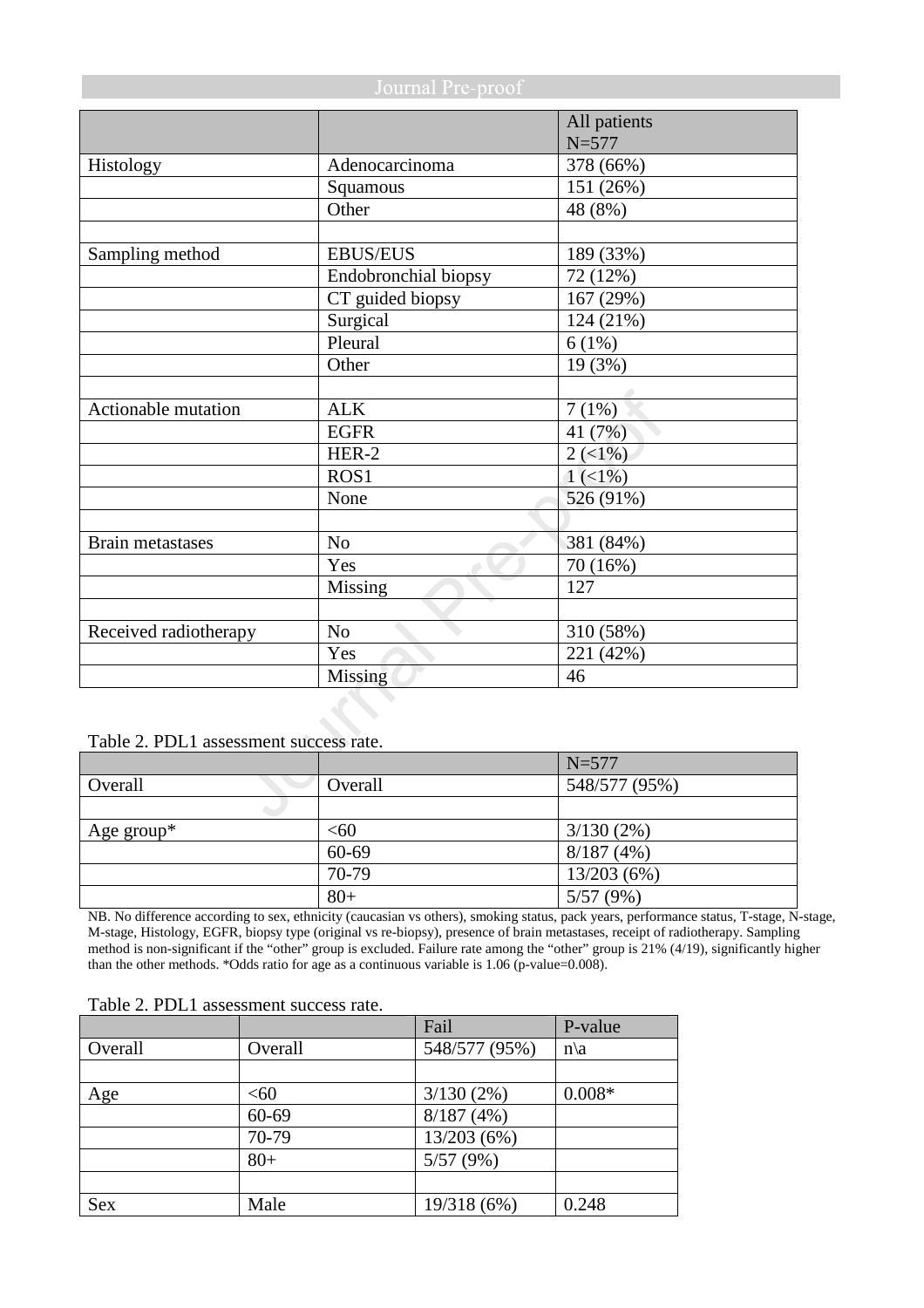| | | All patients N=577 |
|---|---|---|
| Histology | Adenocarcinoma | 378 (66%) |
| | Squamous | 151 (26%) |
| | Other | 48 (8%) |
| | | |
| Sampling method | EBUS/EUS | 189 (33%) |
| | Endobronchial biopsy | 72 (12%) |
| | CT guided biopsy | 167 (29%) |
| | Surgical | 124 (21%) |
| | Pleural | 6 (1%) |
| | Other | 19 (3%) |
| | | |
| Actionable mutation | ALK | 7 (1%) |
| | EGFR | 41 (7%) |
| | HER-2 | 2 (<1%) |
| | ROS1 | 1 (<1%) |
| | None | 526 (91%) |
| | | |
| Brain metastases | No | 381 (84%) |
| | Yes | 70 (16%) |
| | Missing | 127 |
| | | |
| Received radiotherapy | No | 310 (58%) |
| | Yes | 221 (42%) |
| | Missing | 46 |

Table 2. PDL1 assessment success rate.

| | | N=577 |
|---|---|---|
| Overall | Overall | 548/577 (95%) |
| | | |
| Age group* | <60 | 3/130 (2%) |
| | 60-69 | 8/187 (4%) |
| | 70-79 | 13/203 (6%) |
| | 80+ | 5/57 (9%) |

NB. No difference according to sex, ethnicity (caucasian vs others), smoking status, pack years, performance status, T-stage, N-stage, M-stage, Histology, EGFR, biopsy type (original vs re-biopsy), presence of brain metastases, receipt of radiotherapy. Sampling method is non-significant if the "other" group is excluded. Failure rate among the "other" group is 21% (4/19), significantly higher than the other methods. *Odds ratio for age as a continuous variable is 1.06 (p-value=0.008).

Table 2. PDL1 assessment success rate.

| | | Fail | P-value |
|---|---|---|---|
| Overall | Overall | 548/577 (95%) | n\a |
| | | | |
| Age | <60 | 3/130 (2%) | 0.008* |
| | 60-69 | 8/187 (4%) | |
| | 70-79 | 13/203 (6%) | |
| | 80+ | 5/57 (9%) | |
| | | | |
| Sex | Male | 19/318 (6%) | 0.248 |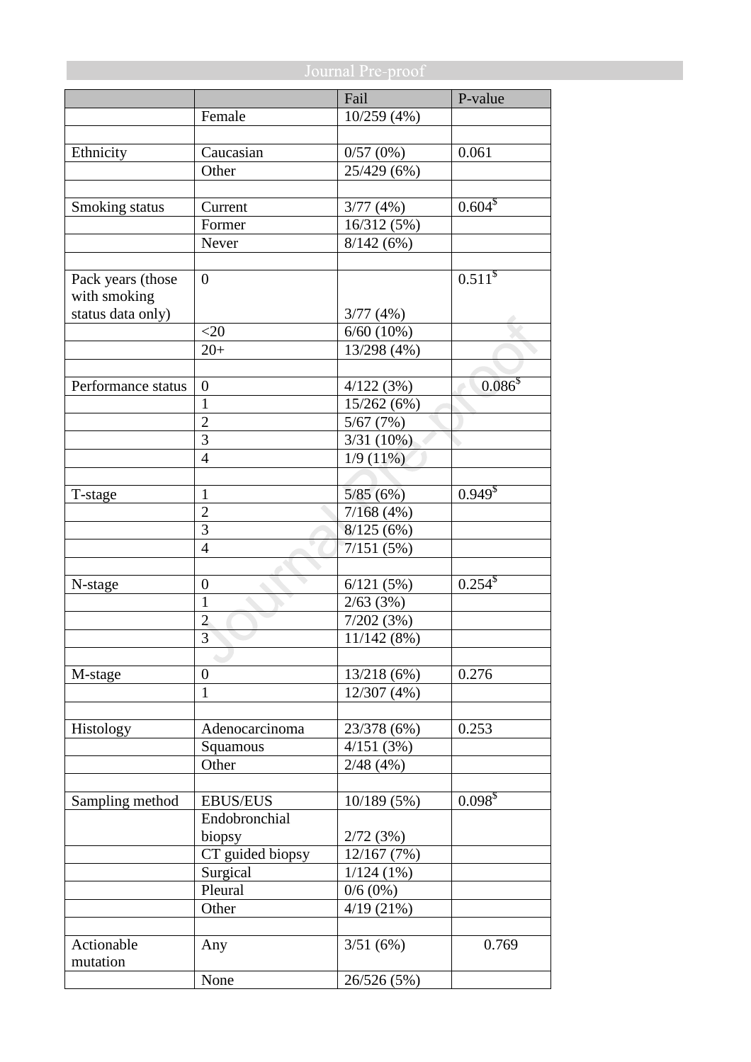| | | Fail | P-value |
|---|---|---|---|
| | Female | 10/259 (4%) | |
| | | | |
| Ethnicity | Caucasian | 0/57 (0%) | 0.061 |
| | Other | 25/429 (6%) | |
| | | | |
| Smoking status | Current | 3/77 (4%) | 0.604$ |
| | Former | 16/312 (5%) | |
| | Never | 8/142 (6%) | |
| | | | |
| Pack years (those with smoking status data only) | 0 | 3/77 (4%) | 0.511$ |
| | <20 | 6/60 (10%) | |
| | 20+ | 13/298 (4%) | |
| | | | |
| Performance status | 0 | 4/122 (3%) | 0.086$ |
| | 1 | 15/262 (6%) | |
| | 2 | 5/67 (7%) | |
| | 3 | 3/31 (10%) | |
| | 4 | 1/9 (11%) | |
| | | | |
| T-stage | 1 | 5/85 (6%) | 0.949$ |
| | 2 | 7/168 (4%) | |
| | 3 | 8/125 (6%) | |
| | 4 | 7/151 (5%) | |
| | | | |
| N-stage | 0 | 6/121 (5%) | 0.254$ |
| | 1 | 2/63 (3%) | |
| | 2 | 7/202 (3%) | |
| | 3 | 11/142 (8%) | |
| | | | |
| M-stage | 0 | 13/218 (6%) | 0.276 |
| | 1 | 12/307 (4%) | |
| | | | |
| Histology | Adenocarcinoma | 23/378 (6%) | 0.253 |
| | Squamous | 4/151 (3%) | |
| | Other | 2/48 (4%) | |
| | | | |
| Sampling method | EBUS/EUS | 10/189 (5%) | 0.098$ |
| | Endobronchial biopsy | 2/72 (3%) | |
| | CT guided biopsy | 12/167 (7%) | |
| | Surgical | 1/124 (1%) | |
| | Pleural | 0/6 (0%) | |
| | Other | 4/19 (21%) | |
| | | | |
| Actionable mutation | Any | 3/51 (6%) | 0.769 |
| | None | 26/526 (5%) | |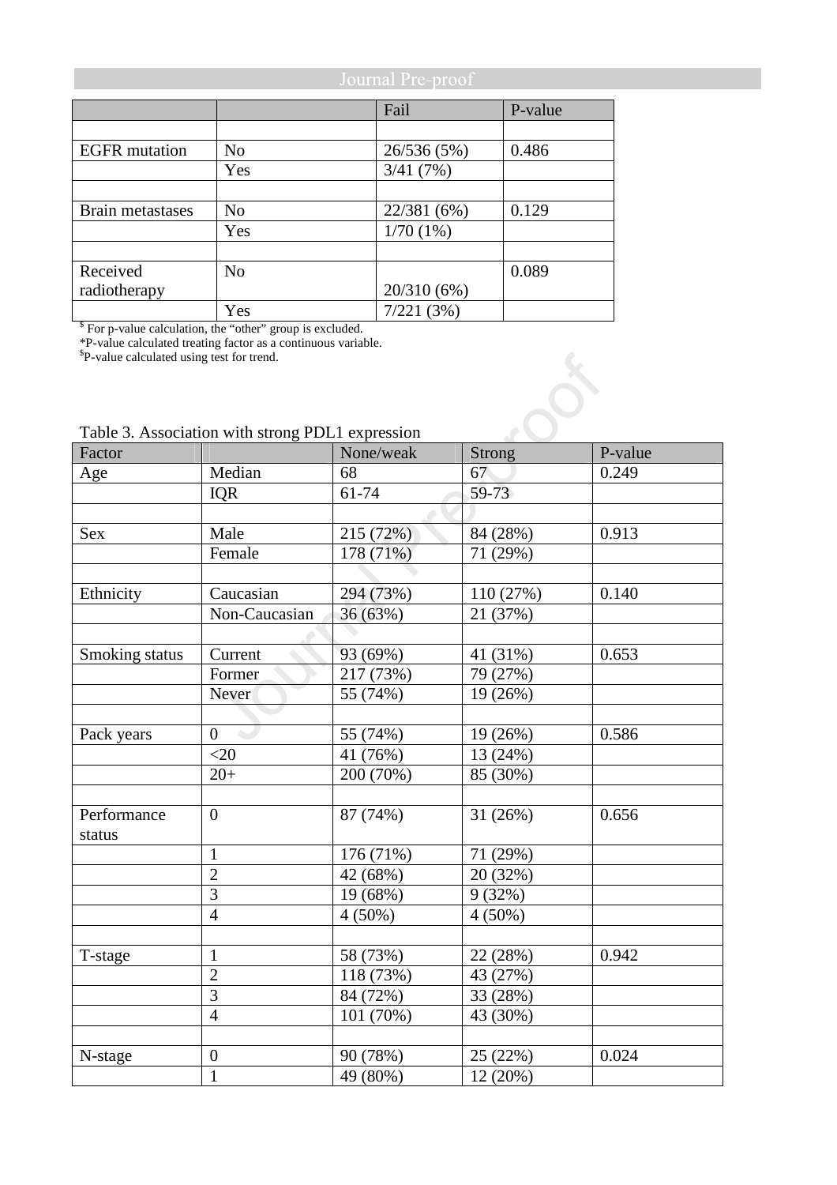| | | Fail | P-value |
|---|---|---|---|
| | | | |
| EGFR mutation | No | 26/536 (5%) | 0.486 |
| | Yes | 3/41 (7%) | |
| | | | |
| Brain metastases | No | 22/381 (6%) | 0.129 |
| | Yes | 1/70 (1%) | |
| | | | |
| Received radiotherapy | No | 20/310 (6%) | 0.089 |
| | Yes | 7/221 (3%) | |

$ For p-value calculation, the "other" group is excluded.

*P-value calculated treating factor as a continuous variable.

$P-value calculated using test for trend.

Table 3. Association with strong PDL1 expression

| Factor | | None/weak | Strong | P-value |
|---|---|---|---|---|
| Age | Median | 68 | 67 | 0.249 |
| | IQR | 61-74 | 59-73 | |
| | | | | |
| Sex | Male | 215 (72%) | 84 (28%) | 0.913 |
| | Female | 178 (71%) | 71 (29%) | |
| | | | | |
| Ethnicity | Caucasian | 294 (73%) | 110 (27%) | 0.140 |
| | Non-Caucasian | 36 (63%) | 21 (37%) | |
| | | | | |
| Smoking status | Current | 93 (69%) | 41 (31%) | 0.653 |
| | Former | 217 (73%) | 79 (27%) | |
| | Never | 55 (74%) | 19 (26%) | |
| | | | | |
| Pack years | 0 | 55 (74%) | 19 (26%) | 0.586 |
| | <20 | 41 (76%) | 13 (24%) | |
| | 20+ | 200 (70%) | 85 (30%) | |
| | | | | |
| Performance status | 0 | 87 (74%) | 31 (26%) | 0.656 |
| | 1 | 176 (71%) | 71 (29%) | |
| | 2 | 42 (68%) | 20 (32%) | |
| | 3 | 19 (68%) | 9 (32%) | |
| | 4 | 4 (50%) | 4 (50%) | |
| | | | | |
| T-stage | 1 | 58 (73%) | 22 (28%) | 0.942 |
| | 2 | 118 (73%) | 43 (27%) | |
| | 3 | 84 (72%) | 33 (28%) | |
| | 4 | 101 (70%) | 43 (30%) | |
| | | | | |
| N-stage | 0 | 90 (78%) | 25 (22%) | 0.024 |
| | 1 | 49 (80%) | 12 (20%) | |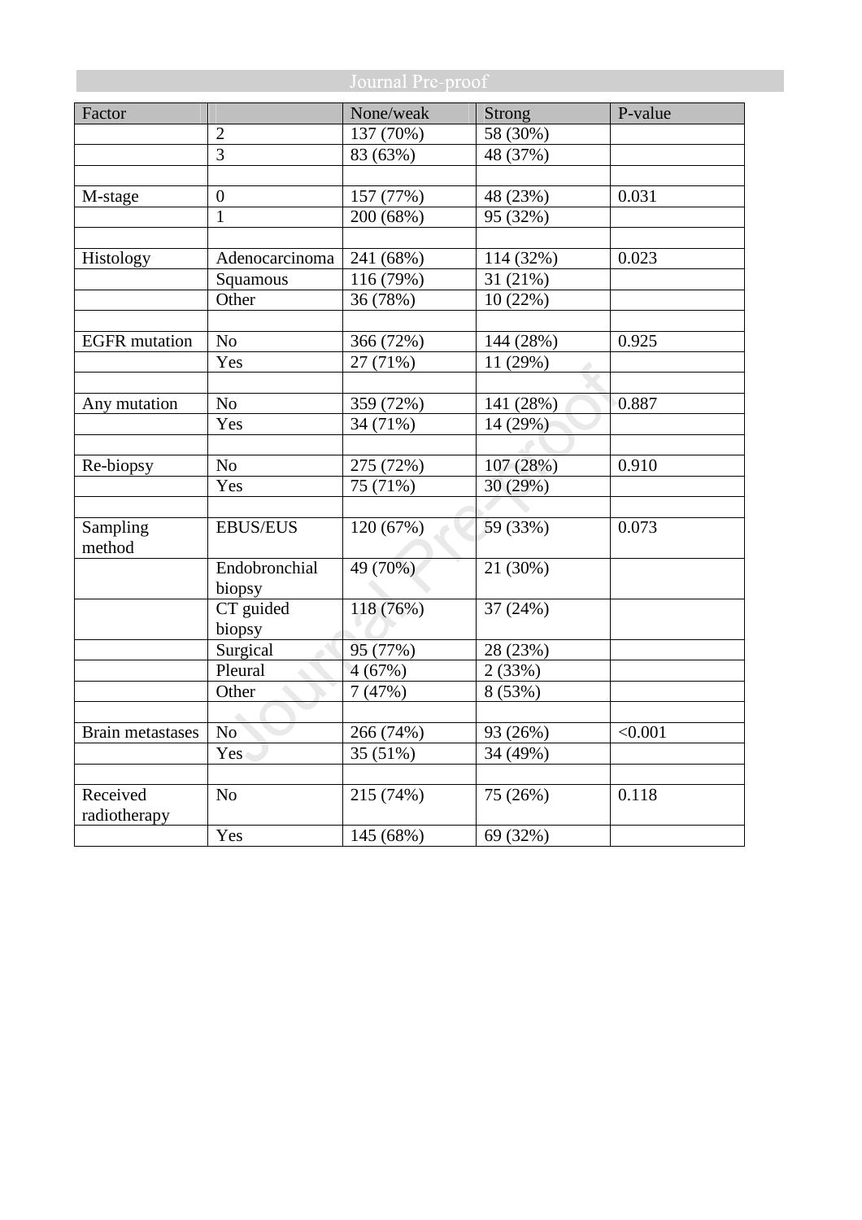| Factor | | None/weak | Strong | P-value |
|---|---|---|---|---|
| | 2 | 137 (70%) | 58 (30%) | |
| | 3 | 83 (63%) | 48 (37%) | |
| | | | | |
| M-stage | 0 | 157 (77%) | 48 (23%) | 0.031 |
| | 1 | 200 (68%) | 95 (32%) | |
| | | | | |
| Histology | Adenocarcinoma | 241 (68%) | 114 (32%) | 0.023 |
| | Squamous | 116 (79%) | 31 (21%) | |
| | Other | 36 (78%) | 10 (22%) | |
| | | | | |
| EGFR mutation | No | 366 (72%) | 144 (28%) | 0.925 |
| | Yes | 27 (71%) | 11 (29%) | |
| | | | | |
| Any mutation | No | 359 (72%) | 141 (28%) | 0.887 |
| | Yes | 34 (71%) | 14 (29%) | |
| | | | | |
| Re-biopsy | No | 275 (72%) | 107 (28%) | 0.910 |
| | Yes | 75 (71%) | 30 (29%) | |
| | | | | |
| Sampling method | EBUS/EUS | 120 (67%) | 59 (33%) | 0.073 |
| | Endobronchial biopsy | 49 (70%) | 21 (30%) | |
| | CT guided biopsy | 118 (76%) | 37 (24%) | |
| | Surgical | 95 (77%) | 28 (23%) | |
| | Pleural | 4 (67%) | 2 (33%) | |
| | Other | 7 (47%) | 8 (53%) | |
| | | | | |
| Brain metastases | No | 266 (74%) | 93 (26%) | <0.001 |
| | Yes | 35 (51%) | 34 (49%) | |
| | | | | |
| Received radiotherapy | No | 215 (74%) | 75 (26%) | 0.118 |
| | Yes | 145 (68%) | 69 (32%) | |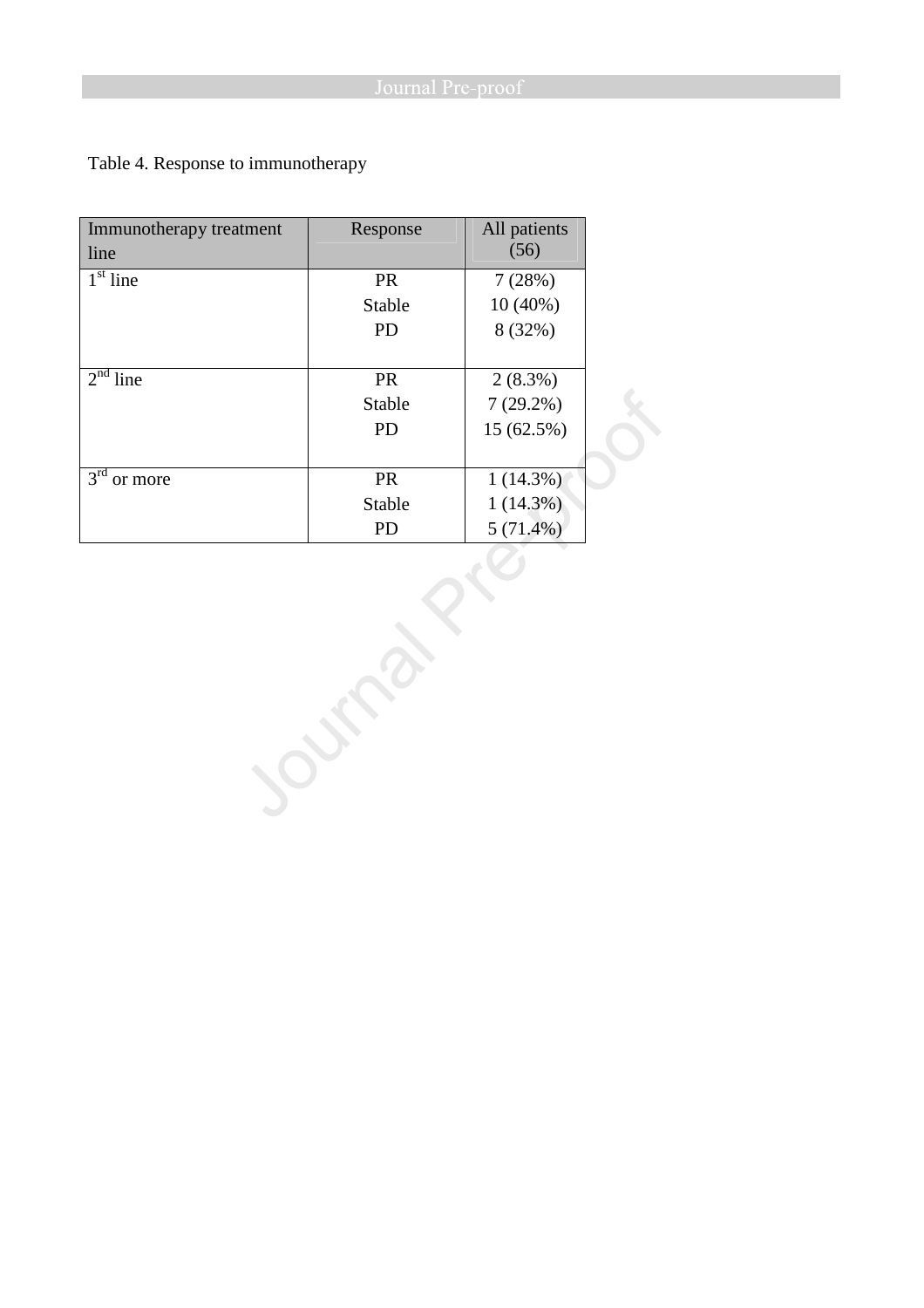Table 4. Response to immunotherapy

| Immunotherapy treatment line | Response | All patients (56) |
|---|---|---|
| 1st line | PR | 7 (28%) |
| | Stable | 10 (40%) |
| | PD | 8 (32%) |
| 2nd line | PR | 2 (8.3%) |
| | Stable | 7 (29.2%) |
| | PD | 15 (62.5%) |
| 3rd or more | PR | 1 (14.3%) |
| | Stable | 1 (14.3%) |
| | PD | 5 (71.4%) |